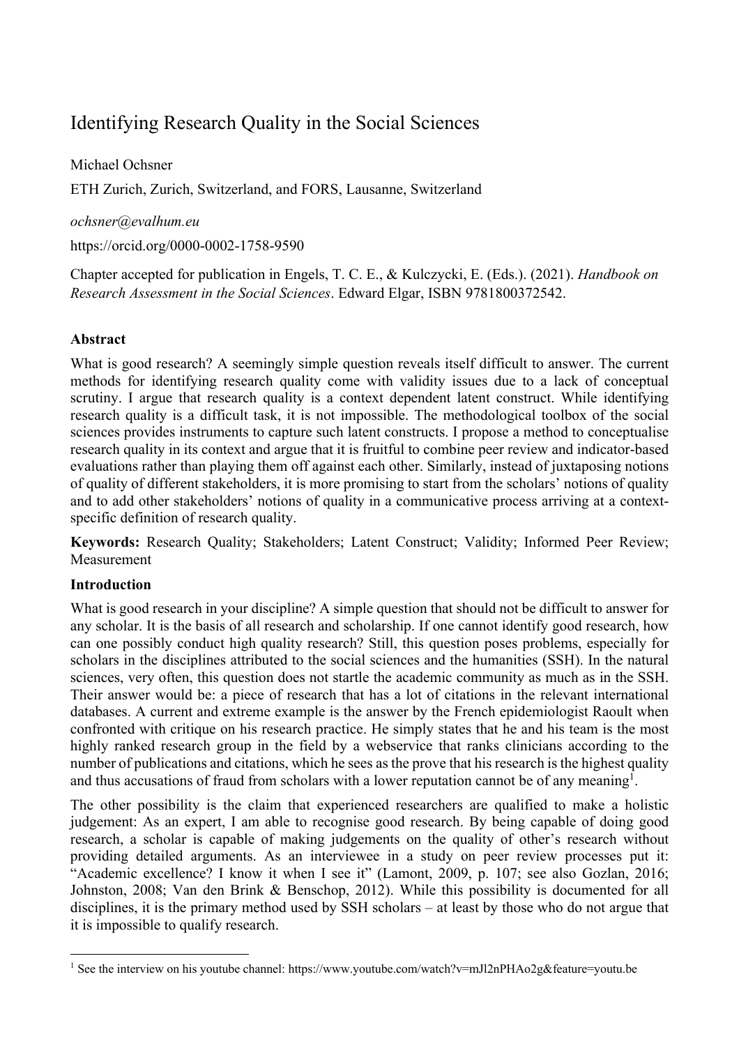# Identifying Research Quality in the Social Sciences

Michael Ochsner

ETH Zurich, Zurich, Switzerland, and FORS, Lausanne, Switzerland

*ochsner@evalhum.eu*

https://orcid.org/0000-0002-1758-9590

Chapter accepted for publication in Engels, T. C. E., & Kulczycki, E. (Eds.). (2021). *Handbook on Research Assessment in the Social Sciences*. Edward Elgar, ISBN 9781800372542.

## Abstract

What is good research? A seemingly simple question reveals itself difficult to answer. The current methods for identifying research quality come with validity issues due to a lack of conceptual scrutiny. I argue that research quality is a context dependent latent construct. While identifying research quality is a difficult task, it is not impossible. The methodological toolbox of the social sciences provides instruments to capture such latent constructs. I propose a method to conceptualise research quality in its context and argue that it is fruitful to combine peer review and indicator-based evaluations rather than playing them off against each other. Similarly, instead of juxtaposing notions of quality of different stakeholders, it is more promising to start from the scholars' notions of quality and to add other stakeholders' notions of quality in a communicative process arriving at a context-specific definition of research quality.

**Keywords:** Research Quality; Stakeholders; Latent Construct; Validity; Informed Peer Review; Measurement

## Introduction

What is good research in your discipline? A simple question that should not be difficult to answer for any scholar. It is the basis of all research and scholarship. If one cannot identify good research, how can one possibly conduct high quality research? Still, this question poses problems, especially for scholars in the disciplines attributed to the social sciences and the humanities (SSH). In the natural sciences, very often, this question does not startle the academic community as much as in the SSH. Their answer would be: a piece of research that has a lot of citations in the relevant international databases. A current and extreme example is the answer by the French epidemiologist Raoult when confronted with critique on his research practice. He simply states that he and his team is the most highly ranked research group in the field by a webservice that ranks clinicians according to the number of publications and citations, which he sees as the prove that his research is the highest quality and thus accusations of fraud from scholars with a lower reputation cannot be of any meaning[1].

The other possibility is the claim that experienced researchers are qualified to make a holistic judgement: As an expert, I am able to recognise good research. By being capable of doing good research, a scholar is capable of making judgements on the quality of other's research without providing detailed arguments. As an interviewee in a study on peer review processes put it: "Academic excellence? I know it when I see it" (Lamont, 2009, p. 107; see also Gozlan, 2016; Johnston, 2008; Van den Brink & Benschop, 2012). While this possibility is documented for all disciplines, it is the primary method used by SSH scholars – at least by those who do not argue that it is impossible to qualify research.

[1] See the interview on his youtube channel: https://www.youtube.com/watch?v=mJl2nPHAo2g&feature=youtu.be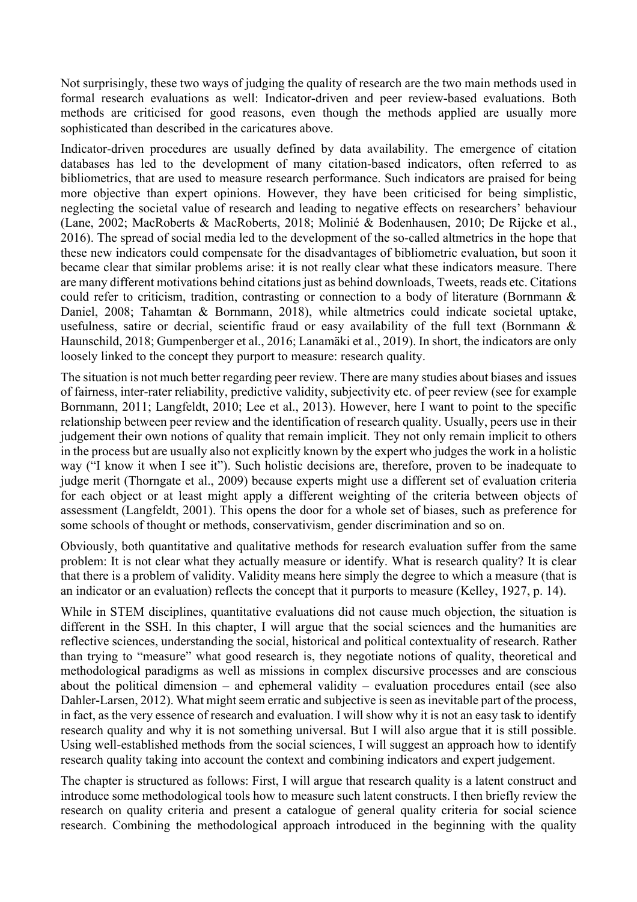Not surprisingly, these two ways of judging the quality of research are the two main methods used in formal research evaluations as well: Indicator-driven and peer review-based evaluations. Both methods are criticised for good reasons, even though the methods applied are usually more sophisticated than described in the caricatures above.

Indicator-driven procedures are usually defined by data availability. The emergence of citation databases has led to the development of many citation-based indicators, often referred to as bibliometrics, that are used to measure research performance. Such indicators are praised for being more objective than expert opinions. However, they have been criticised for being simplistic, neglecting the societal value of research and leading to negative effects on researchers' behaviour (Lane, 2002; MacRoberts & MacRoberts, 2018; Moliníé & Bodenhausen, 2010; De Rijcke et al., 2016). The spread of social media led to the development of the so-called altmetrics in the hope that these new indicators could compensate for the disadvantages of bibliometric evaluation, but soon it became clear that similar problems arise: it is not really clear what these indicators measure. There are many different motivations behind citations just as behind downloads, Tweets, reads etc. Citations could refer to criticism, tradition, contrasting or connection to a body of literature (Bornmann & Daniel, 2008; Tahamtan & Bornmann, 2018), while altmetrics could indicate societal uptake, usefulness, satire or decrial, scientific fraud or easy availability of the full text (Bornmann & Haunschild, 2018; Gumpenberger et al., 2016; Lanamäki et al., 2019). In short, the indicators are only loosely linked to the concept they purport to measure: research quality.

The situation is not much better regarding peer review. There are many studies about biases and issues of fairness, inter-rater reliability, predictive validity, subjectivity etc. of peer review (see for example Bornmann, 2011; Langfeldt, 2010; Lee et al., 2013). However, here I want to point to the specific relationship between peer review and the identification of research quality. Usually, peers use in their judgement their own notions of quality that remain implicit. They not only remain implicit to others in the process but are usually also not explicitly known by the expert who judges the work in a holistic way ("I know it when I see it"). Such holistic decisions are, therefore, proven to be inadequate to judge merit (Thorngate et al., 2009) because experts might use a different set of evaluation criteria for each object or at least might apply a different weighting of the criteria between objects of assessment (Langfeldt, 2001). This opens the door for a whole set of biases, such as preference for some schools of thought or methods, conservativism, gender discrimination and so on.

Obviously, both quantitative and qualitative methods for research evaluation suffer from the same problem: It is not clear what they actually measure or identify. What is research quality? It is clear that there is a problem of validity. Validity means here simply the degree to which a measure (that is an indicator or an evaluation) reflects the concept that it purports to measure (Kelley, 1927, p. 14).

While in STEM disciplines, quantitative evaluations did not cause much objection, the situation is different in the SSH. In this chapter, I will argue that the social sciences and the humanities are reflective sciences, understanding the social, historical and political contextuality of research. Rather than trying to "measure" what good research is, they negotiate notions of quality, theoretical and methodological paradigms as well as missions in complex discursive processes and are conscious about the political dimension – and ephemeral validity – evaluation procedures entail (see also Dahler-Larsen, 2012). What might seem erratic and subjective is seen as inevitable part of the process, in fact, as the very essence of research and evaluation. I will show why it is not an easy task to identify research quality and why it is not something universal. But I will also argue that it is still possible. Using well-established methods from the social sciences, I will suggest an approach how to identify research quality taking into account the context and combining indicators and expert judgement.

The chapter is structured as follows: First, I will argue that research quality is a latent construct and introduce some methodological tools how to measure such latent constructs. I then briefly review the research on quality criteria and present a catalogue of general quality criteria for social science research. Combining the methodological approach introduced in the beginning with the quality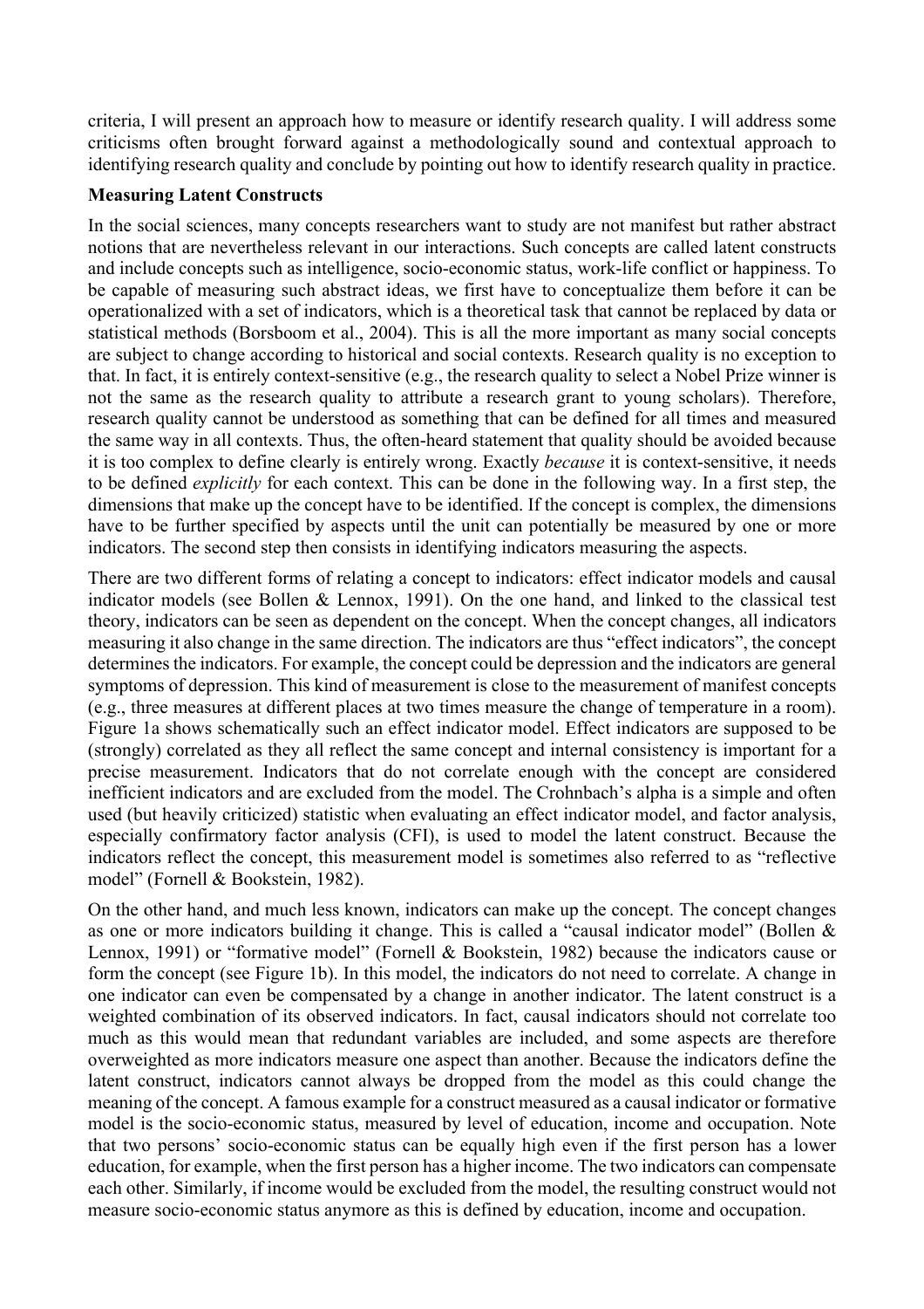criteria, I will present an approach how to measure or identify research quality. I will address some criticisms often brought forward against a methodologically sound and contextual approach to identifying research quality and conclude by pointing out how to identify research quality in practice.

## Measuring Latent Constructs

In the social sciences, many concepts researchers want to study are not manifest but rather abstract notions that are nevertheless relevant in our interactions. Such concepts are called latent constructs and include concepts such as intelligence, socio-economic status, work-life conflict or happiness. To be capable of measuring such abstract ideas, we first have to conceptualize them before it can be operationalized with a set of indicators, which is a theoretical task that cannot be replaced by data or statistical methods (Borsboom et al., 2004). This is all the more important as many social concepts are subject to change according to historical and social contexts. Research quality is no exception to that. In fact, it is entirely context-sensitive (e.g., the research quality to select a Nobel Prize winner is not the same as the research quality to attribute a research grant to young scholars). Therefore, research quality cannot be understood as something that can be defined for all times and measured the same way in all contexts. Thus, the often-heard statement that quality should be avoided because it is too complex to define clearly is entirely wrong. Exactly *because* it is context-sensitive, it needs to be defined *explicitly* for each context. This can be done in the following way. In a first step, the dimensions that make up the concept have to be identified. If the concept is complex, the dimensions have to be further specified by aspects until the unit can potentially be measured by one or more indicators. The second step then consists in identifying indicators measuring the aspects.

There are two different forms of relating a concept to indicators: effect indicator models and causal indicator models (see Bollen & Lennox, 1991). On the one hand, and linked to the classical test theory, indicators can be seen as dependent on the concept. When the concept changes, all indicators measuring it also change in the same direction. The indicators are thus "effect indicators", the concept determines the indicators. For example, the concept could be depression and the indicators are general symptoms of depression. This kind of measurement is close to the measurement of manifest concepts (e.g., three measures at different places at two times measure the change of temperature in a room). Figure 1a shows schematically such an effect indicator model. Effect indicators are supposed to be (strongly) correlated as they all reflect the same concept and internal consistency is important for a precise measurement. Indicators that do not correlate enough with the concept are considered inefficient indicators and are excluded from the model. The Crohnbach's alpha is a simple and often used (but heavily criticized) statistic when evaluating an effect indicator model, and factor analysis, especially confirmatory factor analysis (CFI), is used to model the latent construct. Because the indicators reflect the concept, this measurement model is sometimes also referred to as "reflective model" (Fornell & Bookstein, 1982).

On the other hand, and much less known, indicators can make up the concept. The concept changes as one or more indicators building it change. This is called a "causal indicator model" (Bollen & Lennox, 1991) or "formative model" (Fornell & Bookstein, 1982) because the indicators cause or form the concept (see Figure 1b). In this model, the indicators do not need to correlate. A change in one indicator can even be compensated by a change in another indicator. The latent construct is a weighted combination of its observed indicators. In fact, causal indicators should not correlate too much as this would mean that redundant variables are included, and some aspects are therefore overweighted as more indicators measure one aspect than another. Because the indicators define the latent construct, indicators cannot always be dropped from the model as this could change the meaning of the concept. A famous example for a construct measured as a causal indicator or formative model is the socio-economic status, measured by level of education, income and occupation. Note that two persons' socio-economic status can be equally high even if the first person has a lower education, for example, when the first person has a higher income. The two indicators can compensate each other. Similarly, if income would be excluded from the model, the resulting construct would not measure socio-economic status anymore as this is defined by education, income and occupation.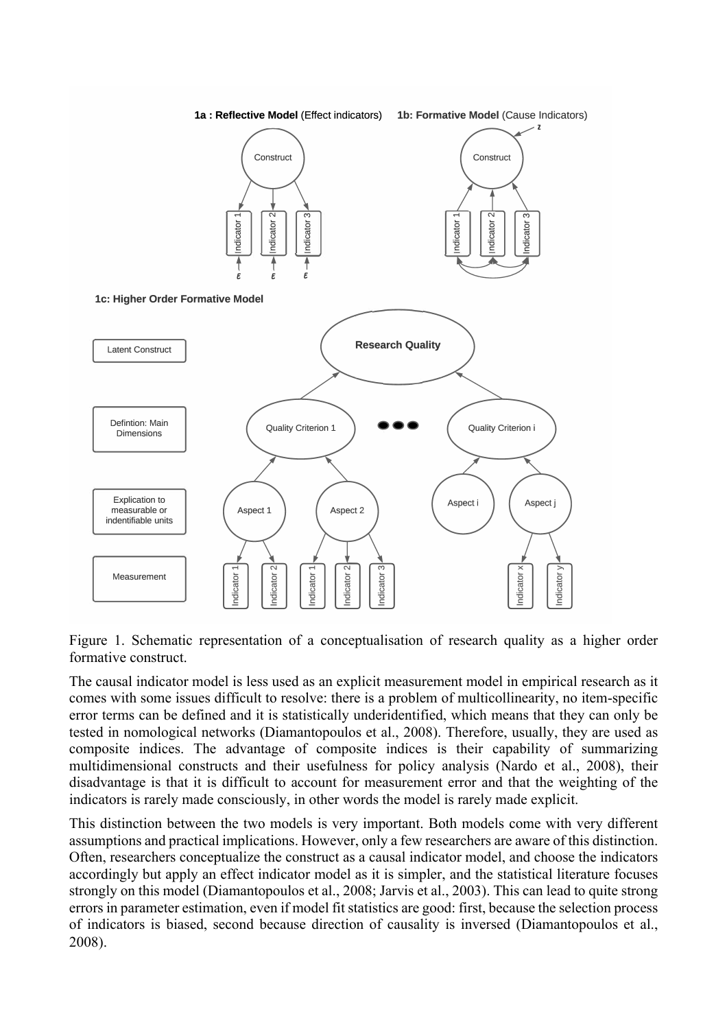Figure 1. Schematic representation of a conceptualisation of research quality as a higher order formative construct.

The causal indicator model is less used as an explicit measurement model in empirical research as it comes with some issues difficult to resolve: there is a problem of multicollinearity, no item-specific error terms can be defined and it is statistically underidentified, which means that they can only be tested in nomological networks (Diamantopoulos et al., 2008). Therefore, usually, they are used as composite indices. The advantage of composite indices is their capability of summarizing multidimensional constructs and their usefulness for policy analysis (Nardo et al., 2008), their disadvantage is that it is difficult to account for measurement error and that the weighting of the indicators is rarely made consciously, in other words the model is rarely made explicit.

This distinction between the two models is very important. Both models come with very different assumptions and practical implications. However, only a few researchers are aware of this distinction. Often, researchers conceptualize the construct as a causal indicator model, and choose the indicators accordingly but apply an effect indicator model as it is simpler, and the statistical literature focuses strongly on this model (Diamantopoulos et al., 2008; Jarvis et al., 2003). This can lead to quite strong errors in parameter estimation, even if model fit statistics are good: first, because the selection process of indicators is biased, second because direction of causality is inversed (Diamantopoulos et al., 2008).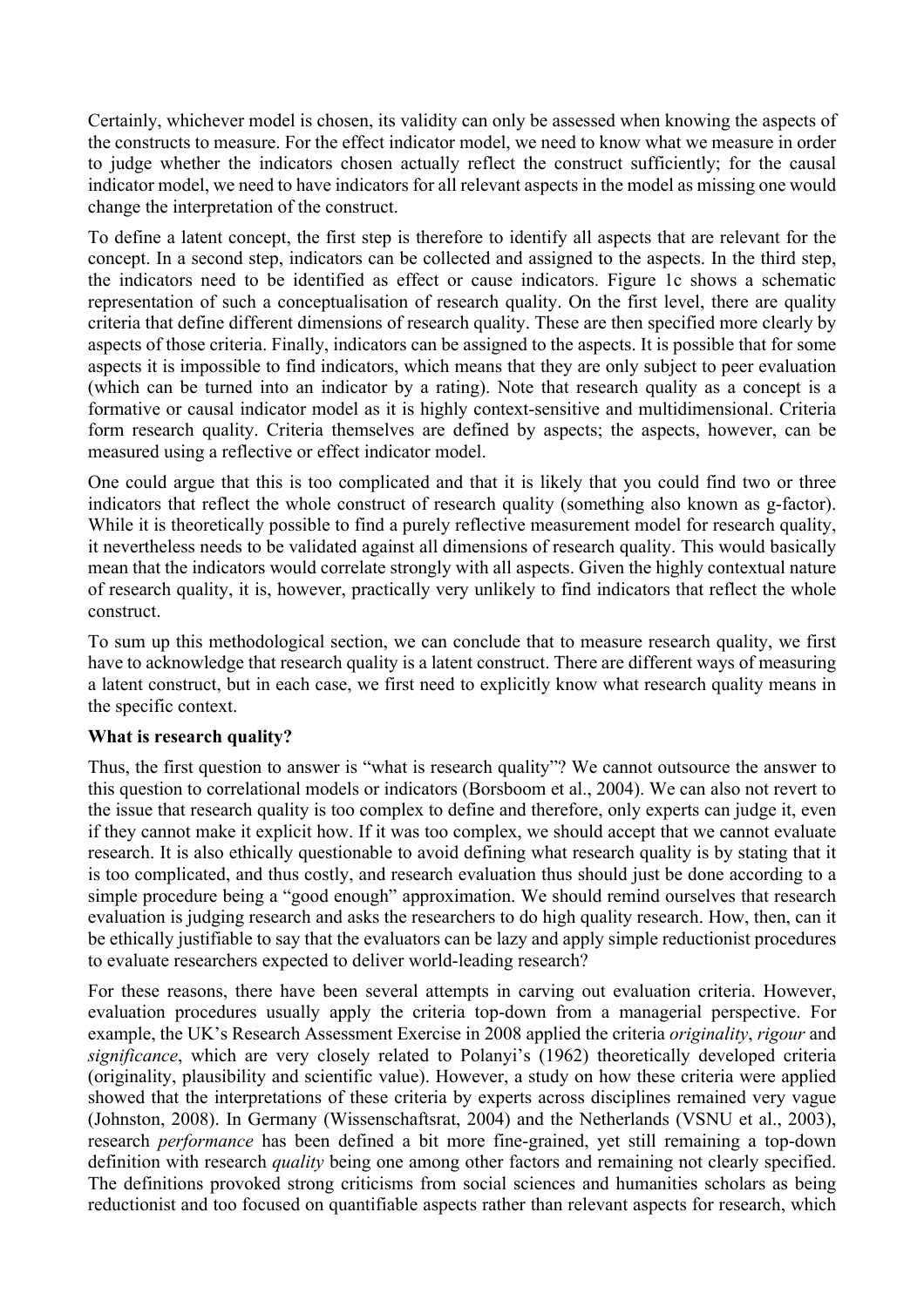Certainly, whichever model is chosen, its validity can only be assessed when knowing the aspects of the constructs to measure. For the effect indicator model, we need to know what we measure in order to judge whether the indicators chosen actually reflect the construct sufficiently; for the causal indicator model, we need to have indicators for all relevant aspects in the model as missing one would change the interpretation of the construct.

To define a latent concept, the first step is therefore to identify all aspects that are relevant for the concept. In a second step, indicators can be collected and assigned to the aspects. In the third step, the indicators need to be identified as effect or cause indicators. Figure 1c shows a schematic representation of such a conceptualisation of research quality. On the first level, there are quality criteria that define different dimensions of research quality. These are then specified more clearly by aspects of those criteria. Finally, indicators can be assigned to the aspects. It is possible that for some aspects it is impossible to find indicators, which means that they are only subject to peer evaluation (which can be turned into an indicator by a rating). Note that research quality as a concept is a formative or causal indicator model as it is highly context-sensitive and multidimensional. Criteria form research quality. Criteria themselves are defined by aspects; the aspects, however, can be measured using a reflective or effect indicator model.

One could argue that this is too complicated and that it is likely that you could find two or three indicators that reflect the whole construct of research quality (something also known as g-factor). While it is theoretically possible to find a purely reflective measurement model for research quality, it nevertheless needs to be validated against all dimensions of research quality. This would basically mean that the indicators would correlate strongly with all aspects. Given the highly contextual nature of research quality, it is, however, practically very unlikely to find indicators that reflect the whole construct.

To sum up this methodological section, we can conclude that to measure research quality, we first have to acknowledge that research quality is a latent construct. There are different ways of measuring a latent construct, but in each case, we first need to explicitly know what research quality means in the specific context.

**What is research quality?**

Thus, the first question to answer is "what is research quality"? We cannot outsource the answer to this question to correlational models or indicators (Borsboom et al., 2004). We can also not revert to the issue that research quality is too complex to define and therefore, only experts can judge it, even if they cannot make it explicit how. If it was too complex, we should accept that we cannot evaluate research. It is also ethically questionable to avoid defining what research quality is by stating that it is too complicated, and thus costly, and research evaluation thus should just be done according to a simple procedure being a "good enough" approximation. We should remind ourselves that research evaluation is judging research and asks the researchers to do high quality research. How, then, can it be ethically justifiable to say that the evaluators can be lazy and apply simple reductionist procedures to evaluate researchers expected to deliver world-leading research?

For these reasons, there have been several attempts in carving out evaluation criteria. However, evaluation procedures usually apply the criteria top-down from a managerial perspective. For example, the UK's Research Assessment Exercise in 2008 applied the criteria *originality*, *rigour* and *significance*, which are very closely related to Polanyi's (1962) theoretically developed criteria (originality, plausibility and scientific value). However, a study on how these criteria were applied showed that the interpretations of these criteria by experts across disciplines remained very vague (Johnston, 2008). In Germany (Wissenschaftsrat, 2004) and the Netherlands (VSNU et al., 2003), research *performance* has been defined a bit more fine-grained, yet still remaining a top-down definition with research *quality* being one among other factors and remaining not clearly specified. The definitions provoked strong criticisms from social sciences and humanities scholars as being reductionist and too focused on quantifiable aspects rather than relevant aspects for research, which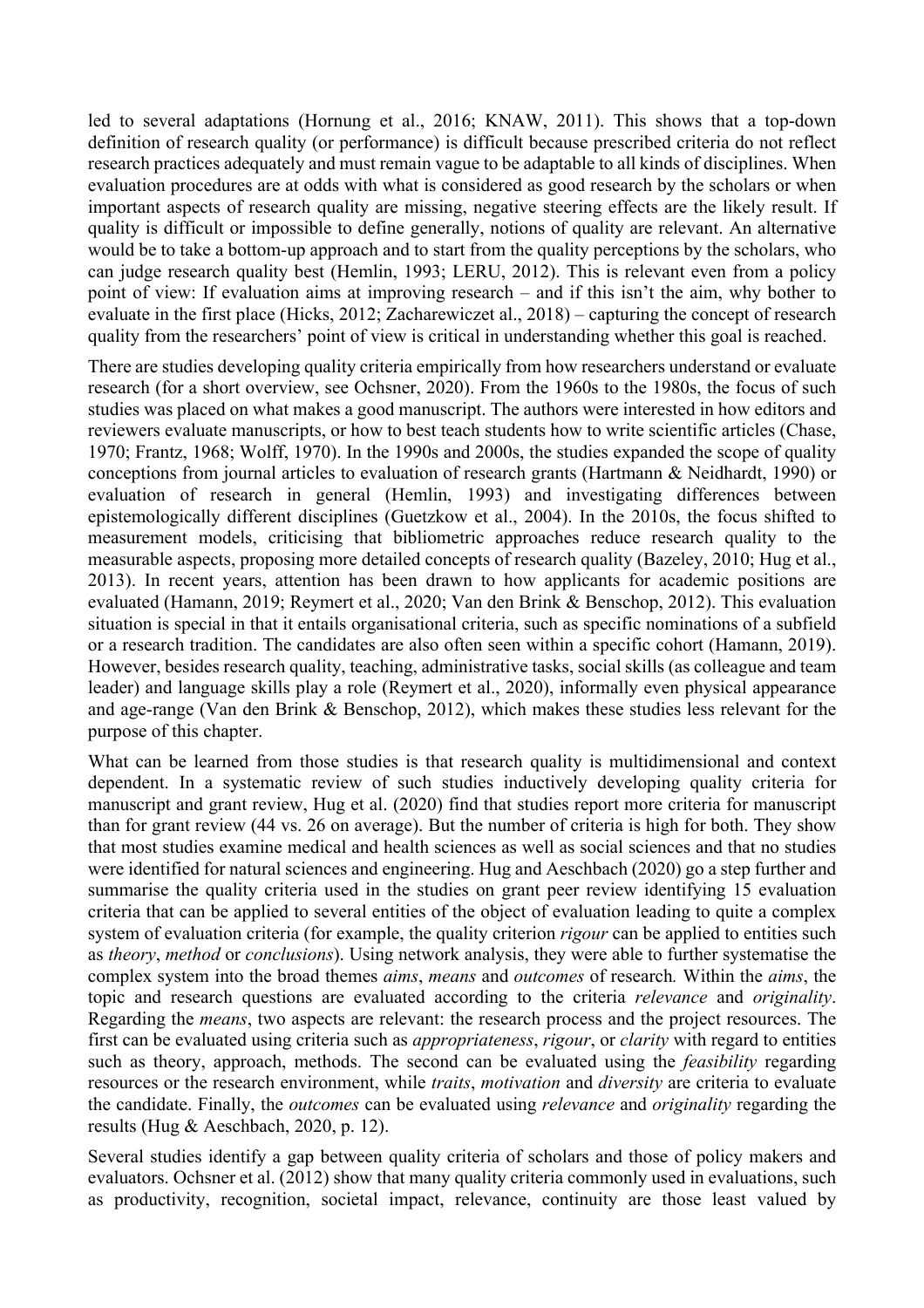led to several adaptations (Hornung et al., 2016; KNAW, 2011). This shows that a top-down definition of research quality (or performance) is difficult because prescribed criteria do not reflect research practices adequately and must remain vague to be adaptable to all kinds of disciplines. When evaluation procedures are at odds with what is considered as good research by the scholars or when important aspects of research quality are missing, negative steering effects are the likely result. If quality is difficult or impossible to define generally, notions of quality are relevant. An alternative would be to take a bottom-up approach and to start from the quality perceptions by the scholars, who can judge research quality best (Hemlin, 1993; LERU, 2012). This is relevant even from a policy point of view: If evaluation aims at improving research – and if this isn't the aim, why bother to evaluate in the first place (Hicks, 2012; Zacharewiczet al., 2018) – capturing the concept of research quality from the researchers' point of view is critical in understanding whether this goal is reached.

There are studies developing quality criteria empirically from how researchers understand or evaluate research (for a short overview, see Ochsner, 2020). From the 1960s to the 1980s, the focus of such studies was placed on what makes a good manuscript. The authors were interested in how editors and reviewers evaluate manuscripts, or how to best teach students how to write scientific articles (Chase, 1970; Frantz, 1968; Wolff, 1970). In the 1990s and 2000s, the studies expanded the scope of quality conceptions from journal articles to evaluation of research grants (Hartmann & Neidhardt, 1990) or evaluation of research in general (Hemlin, 1993) and investigating differences between epistemologically different disciplines (Guetzkow et al., 2004). In the 2010s, the focus shifted to measurement models, criticising that bibliometric approaches reduce research quality to the measurable aspects, proposing more detailed concepts of research quality (Bazeley, 2010; Hug et al., 2013). In recent years, attention has been drawn to how applicants for academic positions are evaluated (Hamann, 2019; Reymert et al., 2020; Van den Brink & Benschop, 2012). This evaluation situation is special in that it entails organisational criteria, such as specific nominations of a subfield or a research tradition. The candidates are also often seen within a specific cohort (Hamann, 2019). However, besides research quality, teaching, administrative tasks, social skills (as colleague and team leader) and language skills play a role (Reymert et al., 2020), informally even physical appearance and age-range (Van den Brink & Benschop, 2012), which makes these studies less relevant for the purpose of this chapter.

What can be learned from those studies is that research quality is multidimensional and context dependent. In a systematic review of such studies inductively developing quality criteria for manuscript and grant review, Hug et al. (2020) find that studies report more criteria for manuscript than for grant review (44 vs. 26 on average). But the number of criteria is high for both. They show that most studies examine medical and health sciences as well as social sciences and that no studies were identified for natural sciences and engineering. Hug and Aeschbach (2020) go a step further and summarise the quality criteria used in the studies on grant peer review identifying 15 evaluation criteria that can be applied to several entities of the object of evaluation leading to quite a complex system of evaluation criteria (for example, the quality criterion *rigour* can be applied to entities such as *theory*, *method* or *conclusions*). Using network analysis, they were able to further systematise the complex system into the broad themes *aims*, *means* and *outcomes* of research. Within the *aims*, the topic and research questions are evaluated according to the criteria *relevance* and *originality*. Regarding the *means*, two aspects are relevant: the research process and the project resources. The first can be evaluated using criteria such as *appropriateness*, *rigour*, or *clarity* with regard to entities such as theory, approach, methods. The second can be evaluated using the *feasibility* regarding resources or the research environment, while *traits*, *motivation* and *diversity* are criteria to evaluate the candidate. Finally, the *outcomes* can be evaluated using *relevance* and *originality* regarding the results (Hug & Aeschbach, 2020, p. 12).

Several studies identify a gap between quality criteria of scholars and those of policy makers and evaluators. Ochsner et al. (2012) show that many quality criteria commonly used in evaluations, such as productivity, recognition, societal impact, relevance, continuity are those least valued by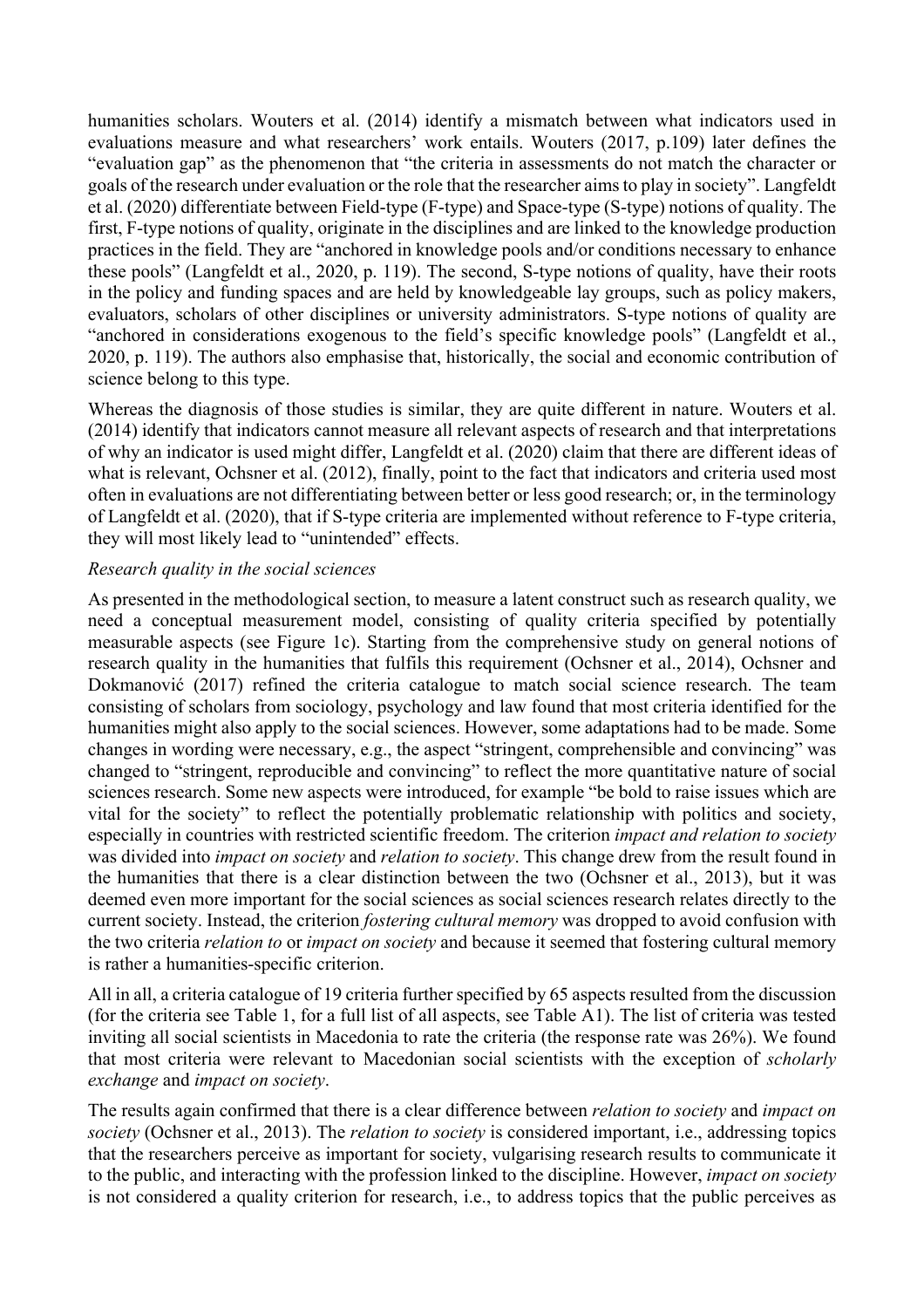humanities scholars. Wouters et al. (2014) identify a mismatch between what indicators used in evaluations measure and what researchers' work entails. Wouters (2017, p.109) later defines the "evaluation gap" as the phenomenon that "the criteria in assessments do not match the character or goals of the research under evaluation or the role that the researcher aims to play in society". Langfeldt et al. (2020) differentiate between Field-type (F-type) and Space-type (S-type) notions of quality. The first, F-type notions of quality, originate in the disciplines and are linked to the knowledge production practices in the field. They are "anchored in knowledge pools and/or conditions necessary to enhance these pools" (Langfeldt et al., 2020, p. 119). The second, S-type notions of quality, have their roots in the policy and funding spaces and are held by knowledgeable lay groups, such as policy makers, evaluators, scholars of other disciplines or university administrators. S-type notions of quality are "anchored in considerations exogenous to the field's specific knowledge pools" (Langfeldt et al., 2020, p. 119). The authors also emphasise that, historically, the social and economic contribution of science belong to this type.

Whereas the diagnosis of those studies is similar, they are quite different in nature. Wouters et al. (2014) identify that indicators cannot measure all relevant aspects of research and that interpretations of why an indicator is used might differ, Langfeldt et al. (2020) claim that there are different ideas of what is relevant, Ochsner et al. (2012), finally, point to the fact that indicators and criteria used most often in evaluations are not differentiating between better or less good research; or, in the terminology of Langfeldt et al. (2020), that if S-type criteria are implemented without reference to F-type criteria, they will most likely lead to "unintended" effects.

*Research quality in the social sciences*

As presented in the methodological section, to measure a latent construct such as research quality, we need a conceptual measurement model, consisting of quality criteria specified by potentially measurable aspects (see Figure 1c). Starting from the comprehensive study on general notions of research quality in the humanities that fulfils this requirement (Ochsner et al., 2014), Ochsner and Dokmanović (2017) refined the criteria catalogue to match social science research. The team consisting of scholars from sociology, psychology and law found that most criteria identified for the humanities might also apply to the social sciences. However, some adaptations had to be made. Some changes in wording were necessary, e.g., the aspect "stringent, comprehensible and convincing" was changed to "stringent, reproducible and convincing" to reflect the more quantitative nature of social sciences research. Some new aspects were introduced, for example "be bold to raise issues which are vital for the society" to reflect the potentially problematic relationship with politics and society, especially in countries with restricted scientific freedom. The criterion *impact and relation to society* was divided into *impact on society* and *relation to society*. This change drew from the result found in the humanities that there is a clear distinction between the two (Ochsner et al., 2013), but it was deemed even more important for the social sciences as social sciences research relates directly to the current society. Instead, the criterion *fostering cultural memory* was dropped to avoid confusion with the two criteria *relation to* or *impact on society* and because it seemed that fostering cultural memory is rather a humanities-specific criterion.

All in all, a criteria catalogue of 19 criteria further specified by 65 aspects resulted from the discussion (for the criteria see Table 1, for a full list of all aspects, see Table A1). The list of criteria was tested inviting all social scientists in Macedonia to rate the criteria (the response rate was 26%). We found that most criteria were relevant to Macedonian social scientists with the exception of *scholarly exchange* and *impact on society*.

The results again confirmed that there is a clear difference between *relation to society* and *impact on society* (Ochsner et al., 2013). The *relation to society* is considered important, i.e., addressing topics that the researchers perceive as important for society, vulgarising research results to communicate it to the public, and interacting with the profession linked to the discipline. However, *impact on society* is not considered a quality criterion for research, i.e., to address topics that the public perceives as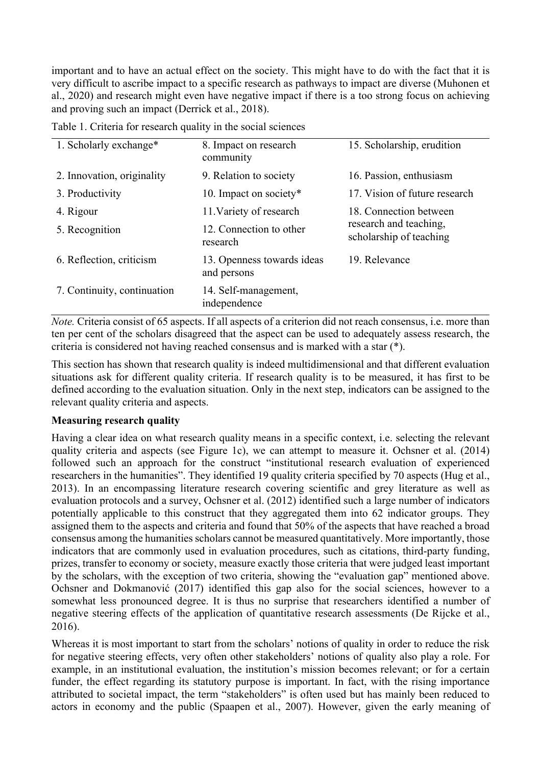important and to have an actual effect on the society. This might have to do with the fact that it is very difficult to ascribe impact to a specific research as pathways to impact are diverse (Muhonen et al., 2020) and research might even have negative impact if there is a too strong focus on achieving and proving such an impact (Derrick et al., 2018).

Table 1. Criteria for research quality in the social sciences

| | | |
|---|---|---|
| 1. Scholarly exchange* | 8. Impact on research community | 15. Scholarship, erudition |
| 2. Innovation, originality | 9. Relation to society | 16. Passion, enthusiasm |
| 3. Productivity | 10. Impact on society* | 17. Vision of future research |
| 4. Rigour | 11.Variety of research | 18. Connection between research and teaching, scholarship of teaching |
| 5. Recognition | 12. Connection to other research | |
| 6. Reflection, criticism | 13. Openness towards ideas and persons | 19. Relevance |
| 7. Continuity, continuation | 14. Self-management, independence | |

*Note.* Criteria consist of 65 aspects. If all aspects of a criterion did not reach consensus, i.e. more than ten per cent of the scholars disagreed that the aspect can be used to adequately assess research, the criteria is considered not having reached consensus and is marked with a star (*).

This section has shown that research quality is indeed multidimensional and that different evaluation situations ask for different quality criteria. If research quality is to be measured, it has first to be defined according to the evaluation situation. Only in the next step, indicators can be assigned to the relevant quality criteria and aspects.

**Measuring research quality**

Having a clear idea on what research quality means in a specific context, i.e. selecting the relevant quality criteria and aspects (see Figure 1c), we can attempt to measure it. Ochsner et al. (2014) followed such an approach for the construct "institutional research evaluation of experienced researchers in the humanities". They identified 19 quality criteria specified by 70 aspects (Hug et al., 2013). In an encompassing literature research covering scientific and grey literature as well as evaluation protocols and a survey, Ochsner et al. (2012) identified such a large number of indicators potentially applicable to this construct that they aggregated them into 62 indicator groups. They assigned them to the aspects and criteria and found that 50% of the aspects that have reached a broad consensus among the humanities scholars cannot be measured quantitatively. More importantly, those indicators that are commonly used in evaluation procedures, such as citations, third-party funding, prizes, transfer to economy or society, measure exactly those criteria that were judged least important by the scholars, with the exception of two criteria, showing the "evaluation gap" mentioned above. Ochsner and Dokmanović (2017) identified this gap also for the social sciences, however to a somewhat less pronounced degree. It is thus no surprise that researchers identified a number of negative steering effects of the application of quantitative research assessments (De Rijcke et al., 2016).

Whereas it is most important to start from the scholars' notions of quality in order to reduce the risk for negative steering effects, very often other stakeholders' notions of quality also play a role. For example, in an institutional evaluation, the institution's mission becomes relevant; or for a certain funder, the effect regarding its statutory purpose is important. In fact, with the rising importance attributed to societal impact, the term "stakeholders" is often used but has mainly been reduced to actors in economy and the public (Spaapen et al., 2007). However, given the early meaning of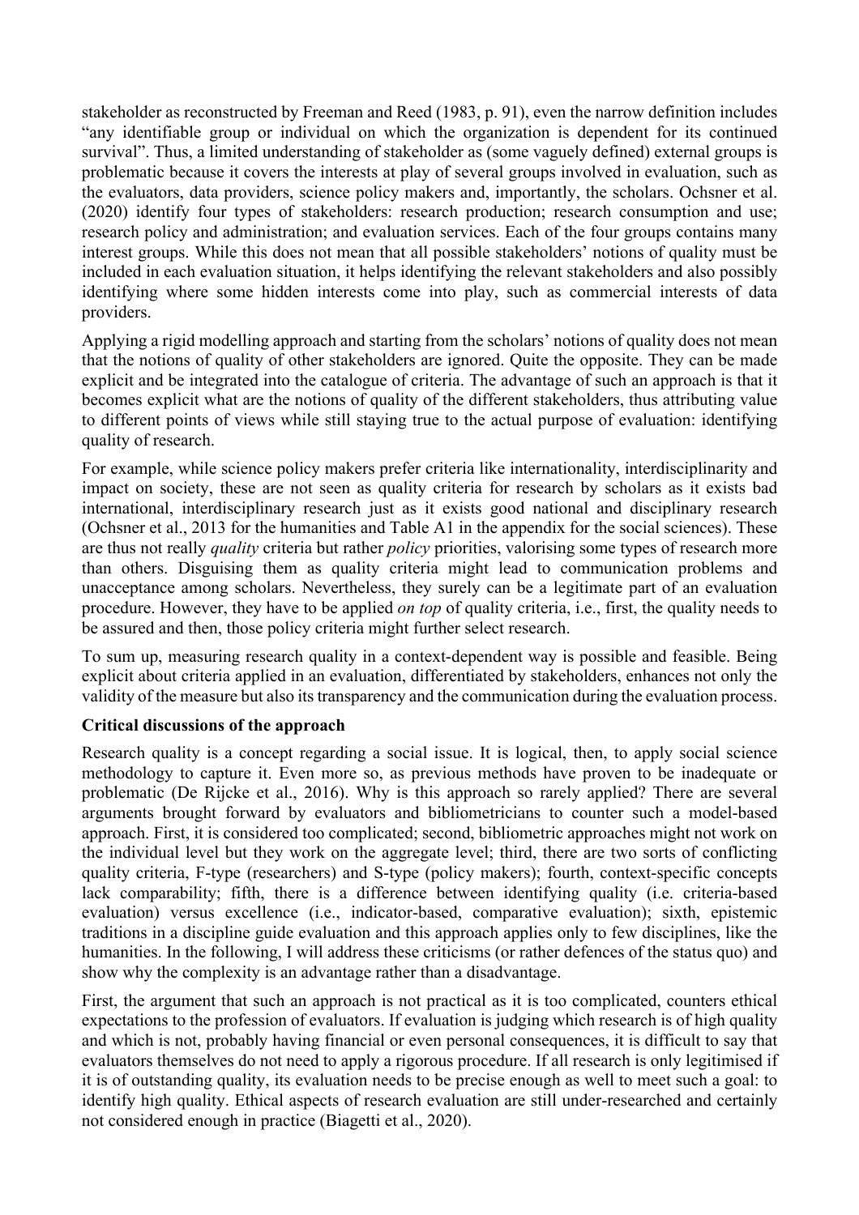stakeholder as reconstructed by Freeman and Reed (1983, p. 91), even the narrow definition includes "any identifiable group or individual on which the organization is dependent for its continued survival". Thus, a limited understanding of stakeholder as (some vaguely defined) external groups is problematic because it covers the interests at play of several groups involved in evaluation, such as the evaluators, data providers, science policy makers and, importantly, the scholars. Ochsner et al. (2020) identify four types of stakeholders: research production; research consumption and use; research policy and administration; and evaluation services. Each of the four groups contains many interest groups. While this does not mean that all possible stakeholders' notions of quality must be included in each evaluation situation, it helps identifying the relevant stakeholders and also possibly identifying where some hidden interests come into play, such as commercial interests of data providers.

Applying a rigid modelling approach and starting from the scholars' notions of quality does not mean that the notions of quality of other stakeholders are ignored. Quite the opposite. They can be made explicit and be integrated into the catalogue of criteria. The advantage of such an approach is that it becomes explicit what are the notions of quality of the different stakeholders, thus attributing value to different points of views while still staying true to the actual purpose of evaluation: identifying quality of research.

For example, while science policy makers prefer criteria like internationality, interdisciplinarity and impact on society, these are not seen as quality criteria for research by scholars as it exists bad international, interdisciplinary research just as it exists good national and disciplinary research (Ochsner et al., 2013 for the humanities and Table A1 in the appendix for the social sciences). These are thus not really *quality* criteria but rather *policy* priorities, valorising some types of research more than others. Disguising them as quality criteria might lead to communication problems and unacceptance among scholars. Nevertheless, they surely can be a legitimate part of an evaluation procedure. However, they have to be applied *on top* of quality criteria, i.e., first, the quality needs to be assured and then, those policy criteria might further select research.

To sum up, measuring research quality in a context-dependent way is possible and feasible. Being explicit about criteria applied in an evaluation, differentiated by stakeholders, enhances not only the validity of the measure but also its transparency and the communication during the evaluation process.

**Critical discussions of the approach**

Research quality is a concept regarding a social issue. It is logical, then, to apply social science methodology to capture it. Even more so, as previous methods have proven to be inadequate or problematic (De Rijcke et al., 2016). Why is this approach so rarely applied? There are several arguments brought forward by evaluators and bibliometricians to counter such a model-based approach. First, it is considered too complicated; second, bibliometric approaches might not work on the individual level but they work on the aggregate level; third, there are two sorts of conflicting quality criteria, F-type (researchers) and S-type (policy makers); fourth, context-specific concepts lack comparability; fifth, there is a difference between identifying quality (i.e. criteria-based evaluation) versus excellence (i.e., indicator-based, comparative evaluation); sixth, epistemic traditions in a discipline guide evaluation and this approach applies only to few disciplines, like the humanities. In the following, I will address these criticisms (or rather defences of the status quo) and show why the complexity is an advantage rather than a disadvantage.

First, the argument that such an approach is not practical as it is too complicated, counters ethical expectations to the profession of evaluators. If evaluation is judging which research is of high quality and which is not, probably having financial or even personal consequences, it is difficult to say that evaluators themselves do not need to apply a rigorous procedure. If all research is only legitimised if it is of outstanding quality, its evaluation needs to be precise enough as well to meet such a goal: to identify high quality. Ethical aspects of research evaluation are still under-researched and certainly not considered enough in practice (Biagetti et al., 2020).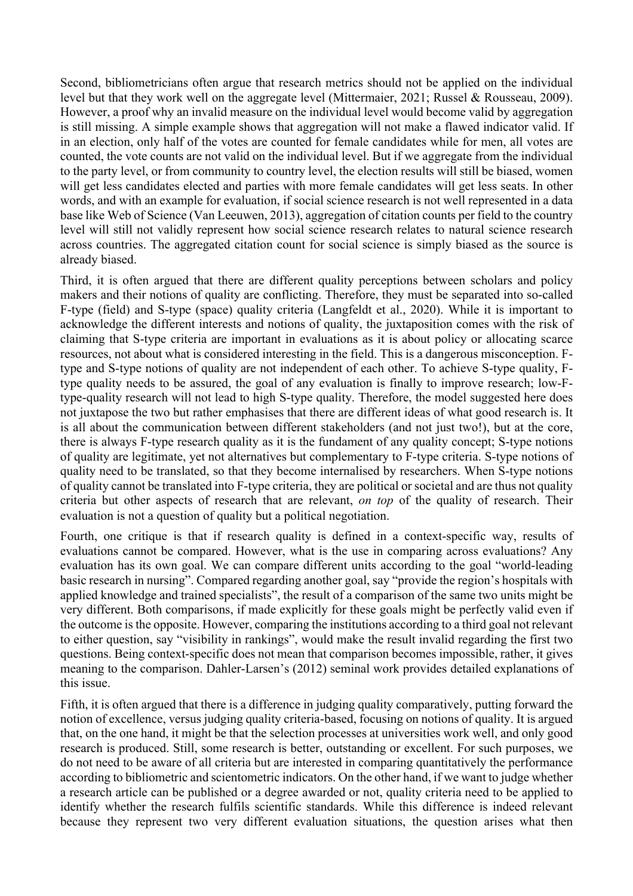Second, bibliometricians often argue that research metrics should not be applied on the individual level but that they work well on the aggregate level (Mittermaier, 2021; Russel & Rousseau, 2009). However, a proof why an invalid measure on the individual level would become valid by aggregation is still missing. A simple example shows that aggregation will not make a flawed indicator valid. If in an election, only half of the votes are counted for female candidates while for men, all votes are counted, the vote counts are not valid on the individual level. But if we aggregate from the individual to the party level, or from community to country level, the election results will still be biased, women will get less candidates elected and parties with more female candidates will get less seats. In other words, and with an example for evaluation, if social science research is not well represented in a data base like Web of Science (Van Leeuwen, 2013), aggregation of citation counts per field to the country level will still not validly represent how social science research relates to natural science research across countries. The aggregated citation count for social science is simply biased as the source is already biased.

Third, it is often argued that there are different quality perceptions between scholars and policy makers and their notions of quality are conflicting. Therefore, they must be separated into so-called F-type (field) and S-type (space) quality criteria (Langfeldt et al., 2020). While it is important to acknowledge the different interests and notions of quality, the juxtaposition comes with the risk of claiming that S-type criteria are important in evaluations as it is about policy or allocating scarce resources, not about what is considered interesting in the field. This is a dangerous misconception. F-type and S-type notions of quality are not independent of each other. To achieve S-type quality, F-type quality needs to be assured, the goal of any evaluation is finally to improve research; low-F-type-quality research will not lead to high S-type quality. Therefore, the model suggested here does not juxtapose the two but rather emphasises that there are different ideas of what good research is. It is all about the communication between different stakeholders (and not just two!), but at the core, there is always F-type research quality as it is the fundament of any quality concept; S-type notions of quality are legitimate, yet not alternatives but complementary to F-type criteria. S-type notions of quality need to be translated, so that they become internalised by researchers. When S-type notions of quality cannot be translated into F-type criteria, they are political or societal and are thus not quality criteria but other aspects of research that are relevant, *on top* of the quality of research. Their evaluation is not a question of quality but a political negotiation.

Fourth, one critique is that if research quality is defined in a context-specific way, results of evaluations cannot be compared. However, what is the use in comparing across evaluations? Any evaluation has its own goal. We can compare different units according to the goal "world-leading basic research in nursing". Compared regarding another goal, say "provide the region's hospitals with applied knowledge and trained specialists", the result of a comparison of the same two units might be very different. Both comparisons, if made explicitly for these goals might be perfectly valid even if the outcome is the opposite. However, comparing the institutions according to a third goal not relevant to either question, say "visibility in rankings", would make the result invalid regarding the first two questions. Being context-specific does not mean that comparison becomes impossible, rather, it gives meaning to the comparison. Dahler-Larsen's (2012) seminal work provides detailed explanations of this issue.

Fifth, it is often argued that there is a difference in judging quality comparatively, putting forward the notion of excellence, versus judging quality criteria-based, focusing on notions of quality. It is argued that, on the one hand, it might be that the selection processes at universities work well, and only good research is produced. Still, some research is better, outstanding or excellent. For such purposes, we do not need to be aware of all criteria but are interested in comparing quantitatively the performance according to bibliometric and scientometric indicators. On the other hand, if we want to judge whether a research article can be published or a degree awarded or not, quality criteria need to be applied to identify whether the research fulfils scientific standards. While this difference is indeed relevant because they represent two very different evaluation situations, the question arises what then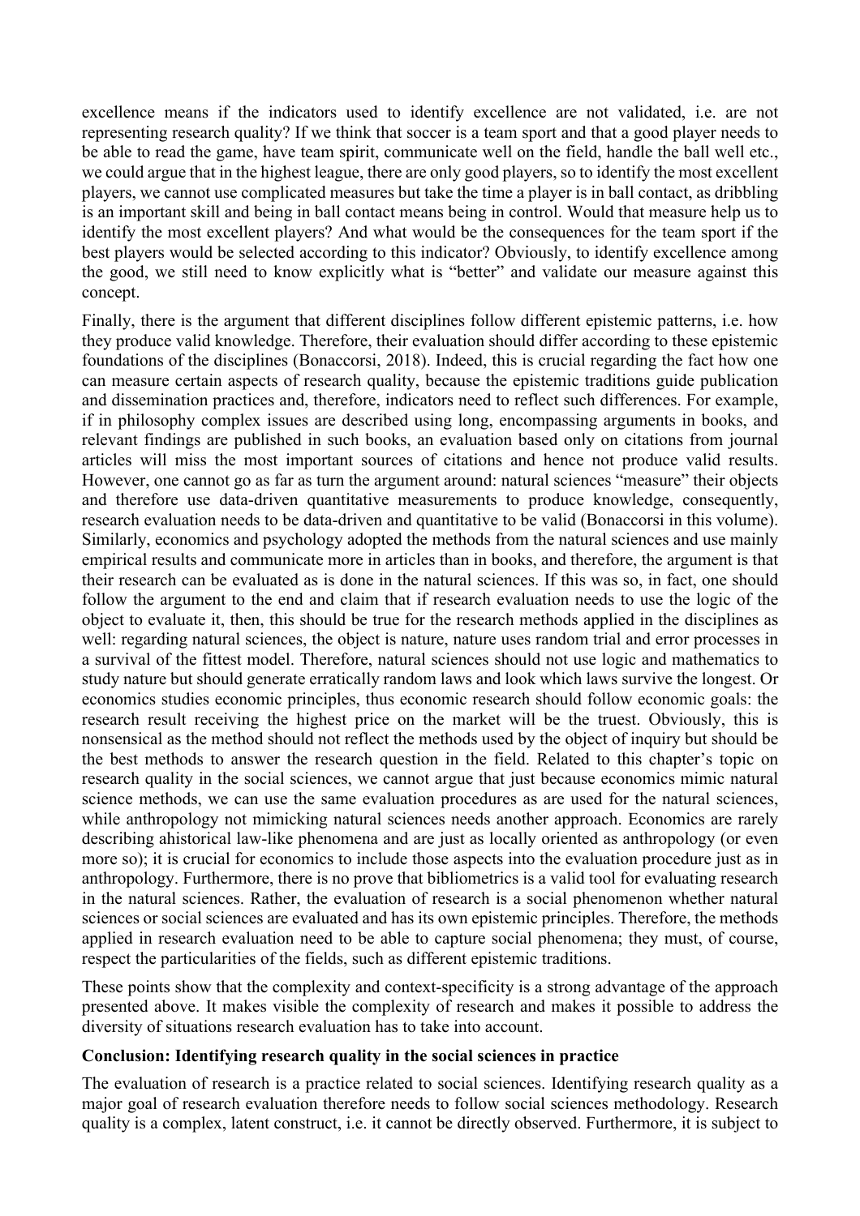excellence means if the indicators used to identify excellence are not validated, i.e. are not representing research quality? If we think that soccer is a team sport and that a good player needs to be able to read the game, have team spirit, communicate well on the field, handle the ball well etc., we could argue that in the highest league, there are only good players, so to identify the most excellent players, we cannot use complicated measures but take the time a player is in ball contact, as dribbling is an important skill and being in ball contact means being in control. Would that measure help us to identify the most excellent players? And what would be the consequences for the team sport if the best players would be selected according to this indicator? Obviously, to identify excellence among the good, we still need to know explicitly what is "better" and validate our measure against this concept.

Finally, there is the argument that different disciplines follow different epistemic patterns, i.e. how they produce valid knowledge. Therefore, their evaluation should differ according to these epistemic foundations of the disciplines (Bonaccorsi, 2018). Indeed, this is crucial regarding the fact how one can measure certain aspects of research quality, because the epistemic traditions guide publication and dissemination practices and, therefore, indicators need to reflect such differences. For example, if in philosophy complex issues are described using long, encompassing arguments in books, and relevant findings are published in such books, an evaluation based only on citations from journal articles will miss the most important sources of citations and hence not produce valid results. However, one cannot go as far as turn the argument around: natural sciences "measure" their objects and therefore use data-driven quantitative measurements to produce knowledge, consequently, research evaluation needs to be data-driven and quantitative to be valid (Bonaccorsi in this volume). Similarly, economics and psychology adopted the methods from the natural sciences and use mainly empirical results and communicate more in articles than in books, and therefore, the argument is that their research can be evaluated as is done in the natural sciences. If this was so, in fact, one should follow the argument to the end and claim that if research evaluation needs to use the logic of the object to evaluate it, then, this should be true for the research methods applied in the disciplines as well: regarding natural sciences, the object is nature, nature uses random trial and error processes in a survival of the fittest model. Therefore, natural sciences should not use logic and mathematics to study nature but should generate erratically random laws and look which laws survive the longest. Or economics studies economic principles, thus economic research should follow economic goals: the research result receiving the highest price on the market will be the truest. Obviously, this is nonsensical as the method should not reflect the methods used by the object of inquiry but should be the best methods to answer the research question in the field. Related to this chapter's topic on research quality in the social sciences, we cannot argue that just because economics mimic natural science methods, we can use the same evaluation procedures as are used for the natural sciences, while anthropology not mimicking natural sciences needs another approach. Economics are rarely describing ahistorical law-like phenomena and are just as locally oriented as anthropology (or even more so); it is crucial for economics to include those aspects into the evaluation procedure just as in anthropology. Furthermore, there is no prove that bibliometrics is a valid tool for evaluating research in the natural sciences. Rather, the evaluation of research is a social phenomenon whether natural sciences or social sciences are evaluated and has its own epistemic principles. Therefore, the methods applied in research evaluation need to be able to capture social phenomena; they must, of course, respect the particularities of the fields, such as different epistemic traditions.

These points show that the complexity and context-specificity is a strong advantage of the approach presented above. It makes visible the complexity of research and makes it possible to address the diversity of situations research evaluation has to take into account.

## Conclusion: Identifying research quality in the social sciences in practice

The evaluation of research is a practice related to social sciences. Identifying research quality as a major goal of research evaluation therefore needs to follow social sciences methodology. Research quality is a complex, latent construct, i.e. it cannot be directly observed. Furthermore, it is subject to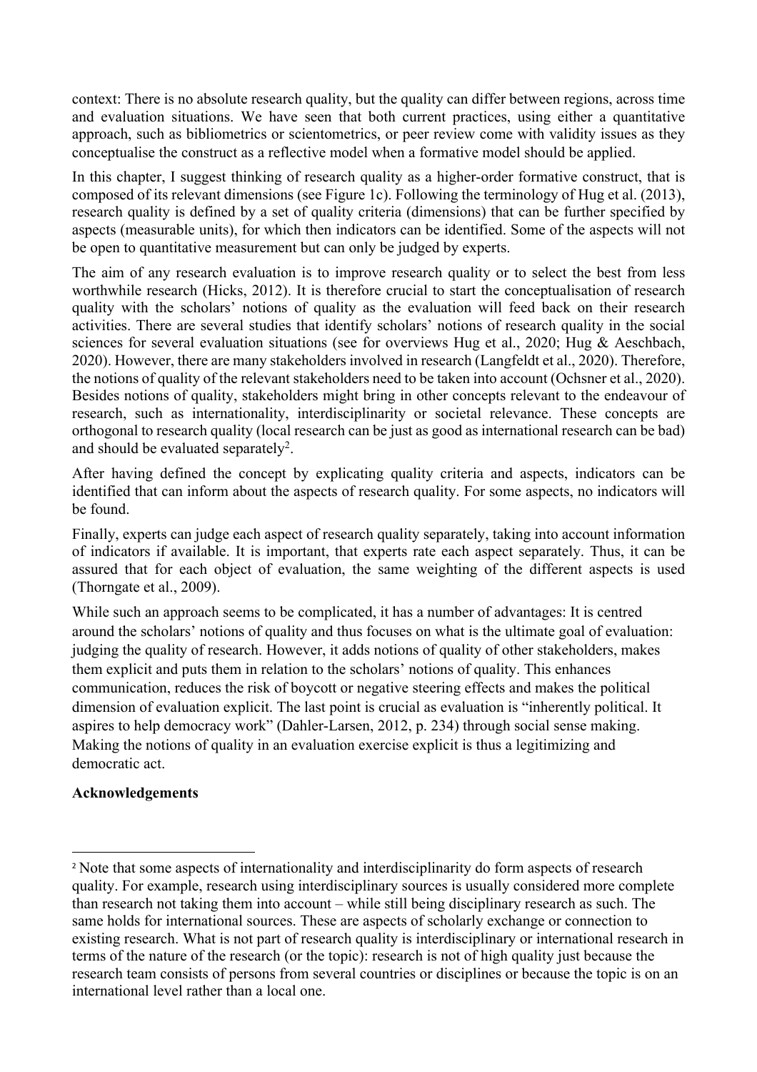context: There is no absolute research quality, but the quality can differ between regions, across time and evaluation situations. We have seen that both current practices, using either a quantitative approach, such as bibliometrics or scientometrics, or peer review come with validity issues as they conceptualise the construct as a reflective model when a formative model should be applied.

In this chapter, I suggest thinking of research quality as a higher-order formative construct, that is composed of its relevant dimensions (see Figure 1c). Following the terminology of Hug et al. (2013), research quality is defined by a set of quality criteria (dimensions) that can be further specified by aspects (measurable units), for which then indicators can be identified. Some of the aspects will not be open to quantitative measurement but can only be judged by experts.

The aim of any research evaluation is to improve research quality or to select the best from less worthwhile research (Hicks, 2012). It is therefore crucial to start the conceptualisation of research quality with the scholars' notions of quality as the evaluation will feed back on their research activities. There are several studies that identify scholars' notions of research quality in the social sciences for several evaluation situations (see for overviews Hug et al., 2020; Hug & Aeschbach, 2020). However, there are many stakeholders involved in research (Langfeldt et al., 2020). Therefore, the notions of quality of the relevant stakeholders need to be taken into account (Ochsner et al., 2020). Besides notions of quality, stakeholders might bring in other concepts relevant to the endeavour of research, such as internationality, interdisciplinarity or societal relevance. These concepts are orthogonal to research quality (local research can be just as good as international research can be bad) and should be evaluated separately[2].

After having defined the concept by explicating quality criteria and aspects, indicators can be identified that can inform about the aspects of research quality. For some aspects, no indicators will be found.

Finally, experts can judge each aspect of research quality separately, taking into account information of indicators if available. It is important, that experts rate each aspect separately. Thus, it can be assured that for each object of evaluation, the same weighting of the different aspects is used (Thorngate et al., 2009).

While such an approach seems to be complicated, it has a number of advantages: It is centred around the scholars' notions of quality and thus focuses on what is the ultimate goal of evaluation: judging the quality of research. However, it adds notions of quality of other stakeholders, makes them explicit and puts them in relation to the scholars' notions of quality. This enhances communication, reduces the risk of boycott or negative steering effects and makes the political dimension of evaluation explicit. The last point is crucial as evaluation is "inherently political. It aspires to help democracy work" (Dahler-Larsen, 2012, p. 234) through social sense making. Making the notions of quality in an evaluation exercise explicit is thus a legitimizing and democratic act.

**Acknowledgements**

[2] Note that some aspects of internationality and interdisciplinarity do form aspects of research quality. For example, research using interdisciplinary sources is usually considered more complete than research not taking them into account – while still being disciplinary research as such. The same holds for international sources. These are aspects of scholarly exchange or connection to existing research. What is not part of research quality is interdisciplinary or international research in terms of the nature of the research (or the topic): research is not of high quality just because the research team consists of persons from several countries or disciplines or because the topic is on an international level rather than a local one.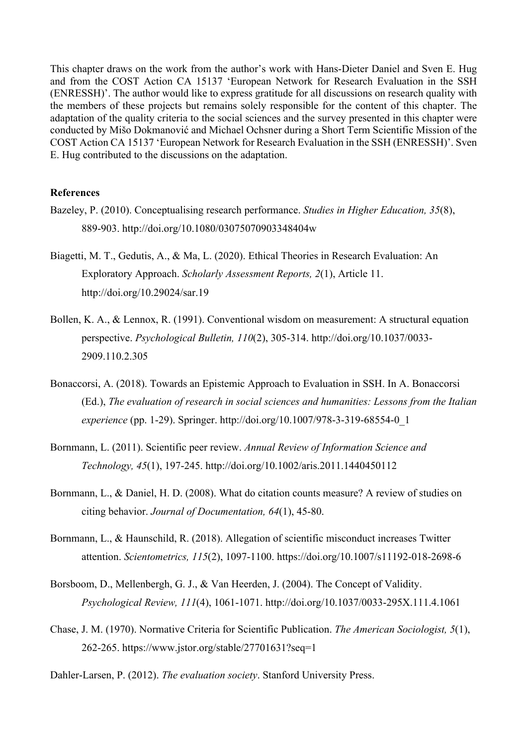This chapter draws on the work from the author's work with Hans-Dieter Daniel and Sven E. Hug and from the COST Action CA 15137 'European Network for Research Evaluation in the SSH (ENRESSH)'. The author would like to express gratitude for all discussions on research quality with the members of these projects but remains solely responsible for the content of this chapter. The adaptation of the quality criteria to the social sciences and the survey presented in this chapter were conducted by Mišo Dokmanović and Michael Ochsner during a Short Term Scientific Mission of the COST Action CA 15137 'European Network for Research Evaluation in the SSH (ENRESSH)'. Sven E. Hug contributed to the discussions on the adaptation.

**References**

Bazeley, P. (2010). Conceptualising research performance. *Studies in Higher Education, 35*(8), 889-903. http://doi.org/10.1080/03075070903348404w

Biagetti, M. T., Gedutis, A., & Ma, L. (2020). Ethical Theories in Research Evaluation: An Exploratory Approach. *Scholarly Assessment Reports, 2*(1), Article 11. http://doi.org/10.29024/sar.19

Bollen, K. A., & Lennox, R. (1991). Conventional wisdom on measurement: A structural equation perspective. *Psychological Bulletin, 110*(2), 305-314. http://doi.org/10.1037/0033-2909.110.2.305

Bonaccorsi, A. (2018). Towards an Epistemic Approach to Evaluation in SSH. In A. Bonaccorsi (Ed.), *The evaluation of research in social sciences and humanities: Lessons from the Italian experience* (pp. 1-29). Springer. http://doi.org/10.1007/978-3-319-68554-0_1

Bornmann, L. (2011). Scientific peer review. *Annual Review of Information Science and Technology, 45*(1), 197-245. http://doi.org/10.1002/aris.2011.1440450112

Bornmann, L., & Daniel, H. D. (2008). What do citation counts measure? A review of studies on citing behavior. *Journal of Documentation, 64*(1), 45-80.

Bornmann, L., & Haunschild, R. (2018). Allegation of scientific misconduct increases Twitter attention. *Scientometrics, 115*(2), 1097-1100. https://doi.org/10.1007/s11192-018-2698-6

Borsboom, D., Mellenbergh, G. J., & Van Heerden, J. (2004). The Concept of Validity. *Psychological Review, 111*(4), 1061-1071. http://doi.org/10.1037/0033-295X.111.4.1061

Chase, J. M. (1970). Normative Criteria for Scientific Publication. *The American Sociologist, 5*(1), 262-265. https://www.jstor.org/stable/27701631?seq=1

Dahler-Larsen, P. (2012). *The evaluation society*. Stanford University Press.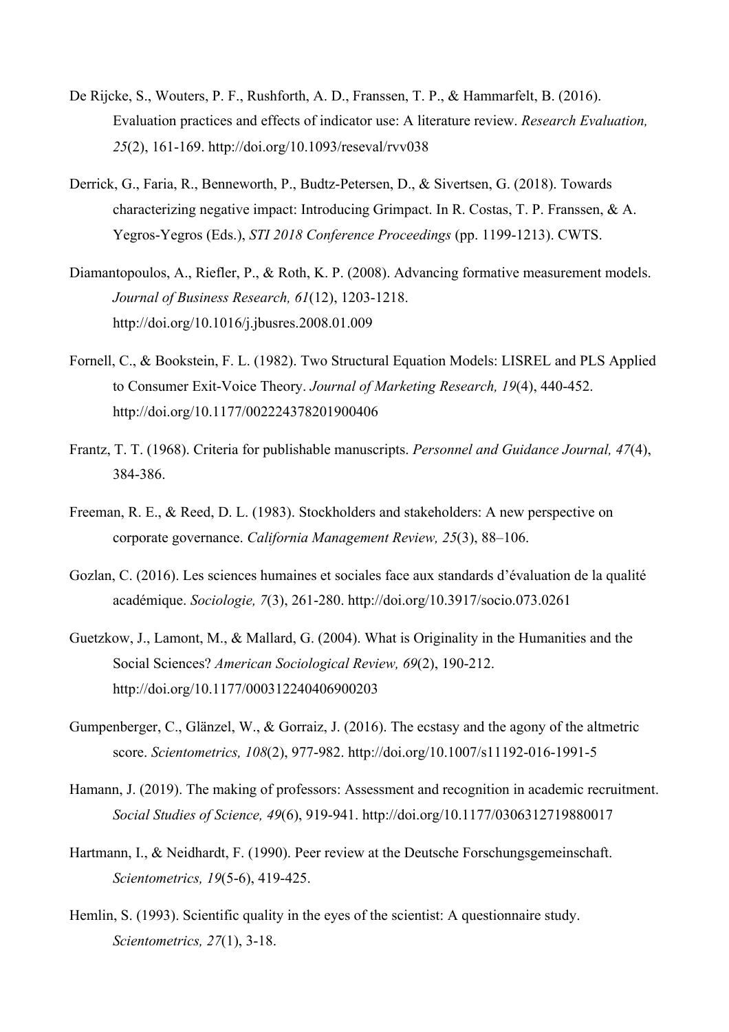De Rijcke, S., Wouters, P. F., Rushforth, A. D., Franssen, T. P., & Hammarfelt, B. (2016). Evaluation practices and effects of indicator use: A literature review. *Research Evaluation, 25*(2), 161-169. http://doi.org/10.1093/reseval/rvv038

Derrick, G., Faria, R., Benneworth, P., Budtz-Petersen, D., & Sivertsen, G. (2018). Towards characterizing negative impact: Introducing Grimpact. In R. Costas, T. P. Franssen, & A. Yegros-Yegros (Eds.), *STI 2018 Conference Proceedings* (pp. 1199-1213). CWTS.

Diamantopoulos, A., Riefler, P., & Roth, K. P. (2008). Advancing formative measurement models. *Journal of Business Research, 61*(12), 1203-1218. http://doi.org/10.1016/j.jbusres.2008.01.009

Fornell, C., & Bookstein, F. L. (1982). Two Structural Equation Models: LISREL and PLS Applied to Consumer Exit-Voice Theory. *Journal of Marketing Research, 19*(4), 440-452. http://doi.org/10.1177/002224378201900406

Frantz, T. T. (1968). Criteria for publishable manuscripts. *Personnel and Guidance Journal, 47*(4), 384-386.

Freeman, R. E., & Reed, D. L. (1983). Stockholders and stakeholders: A new perspective on corporate governance. *California Management Review, 25*(3), 88–106.

Gozlan, C. (2016). Les sciences humaines et sociales face aux standards d'évaluation de la qualité académique. *Sociologie, 7*(3), 261-280. http://doi.org/10.3917/socio.073.0261

Guetzkow, J., Lamont, M., & Mallard, G. (2004). What is Originality in the Humanities and the Social Sciences? *American Sociological Review, 69*(2), 190-212. http://doi.org/10.1177/000312240406900203

Gumpenberger, C., Glänzel, W., & Gorraiz, J. (2016). The ecstasy and the agony of the altmetric score. *Scientometrics, 108*(2), 977-982. http://doi.org/10.1007/s11192-016-1991-5

Hamann, J. (2019). The making of professors: Assessment and recognition in academic recruitment. *Social Studies of Science, 49*(6), 919-941. http://doi.org/10.1177/0306312719880017

Hartmann, I., & Neidhardt, F. (1990). Peer review at the Deutsche Forschungsgemeinschaft. *Scientometrics, 19*(5-6), 419-425.

Hemlin, S. (1993). Scientific quality in the eyes of the scientist: A questionnaire study. *Scientometrics, 27*(1), 3-18.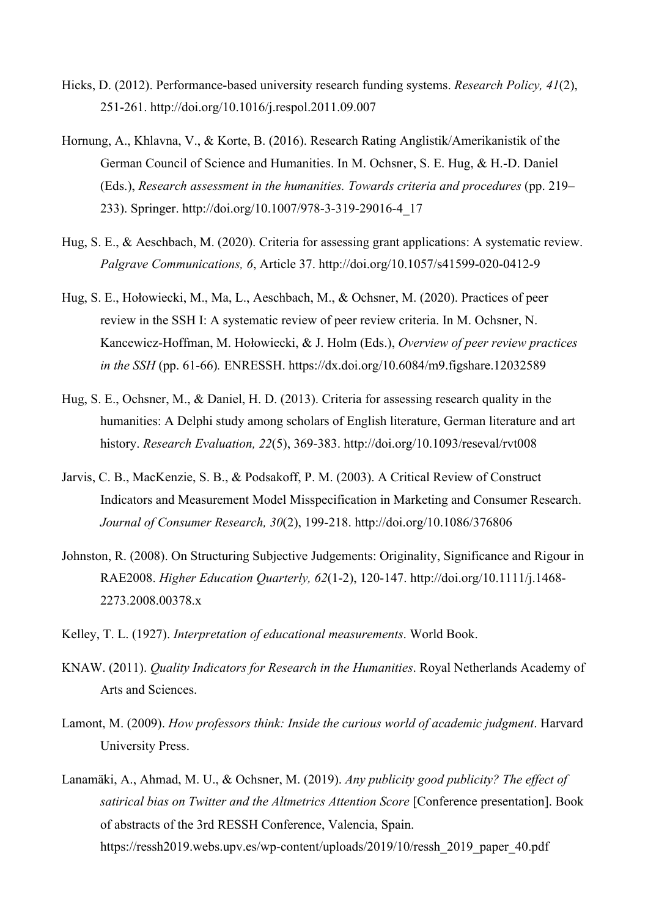Hicks, D. (2012). Performance-based university research funding systems. *Research Policy, 41*(2), 251-261. http://doi.org/10.1016/j.respol.2011.09.007

Hornung, A., Khlavna, V., & Korte, B. (2016). Research Rating Anglistik/Amerikanistik of the German Council of Science and Humanities. In M. Ochsner, S. E. Hug, & H.-D. Daniel (Eds.), *Research assessment in the humanities. Towards criteria and procedures* (pp. 219–233). Springer. http://doi.org/10.1007/978-3-319-29016-4_17

Hug, S. E., & Aeschbach, M. (2020). Criteria for assessing grant applications: A systematic review. *Palgrave Communications, 6*, Article 37. http://doi.org/10.1057/s41599-020-0412-9

Hug, S. E., Hołowiecki, M., Ma, L., Aeschbach, M., & Ochsner, M. (2020). Practices of peer review in the SSH I: A systematic review of peer review criteria. In M. Ochsner, N. Kancewicz-Hoffman, M. Hołowiecki, & J. Holm (Eds.), *Overview of peer review practices in the SSH* (pp. 61-66)*.* ENRESSH. https://dx.doi.org/10.6084/m9.figshare.12032589

Hug, S. E., Ochsner, M., & Daniel, H. D. (2013). Criteria for assessing research quality in the humanities: A Delphi study among scholars of English literature, German literature and art history. *Research Evaluation, 22*(5), 369-383. http://doi.org/10.1093/reseval/rvt008

Jarvis, C. B., MacKenzie, S. B., & Podsakoff, P. M. (2003). A Critical Review of Construct Indicators and Measurement Model Misspecification in Marketing and Consumer Research. *Journal of Consumer Research, 30*(2), 199-218. http://doi.org/10.1086/376806

Johnston, R. (2008). On Structuring Subjective Judgements: Originality, Significance and Rigour in RAE2008. *Higher Education Quarterly, 62*(1-2), 120-147. http://doi.org/10.1111/j.1468-2273.2008.00378.x

Kelley, T. L. (1927). *Interpretation of educational measurements*. World Book.

KNAW. (2011). *Quality Indicators for Research in the Humanities*. Royal Netherlands Academy of Arts and Sciences.

Lamont, M. (2009). *How professors think: Inside the curious world of academic judgment*. Harvard University Press.

Lanamäki, A., Ahmad, M. U., & Ochsner, M. (2019). *Any publicity good publicity? The effect of satirical bias on Twitter and the Altmetrics Attention Score* [Conference presentation]. Book of abstracts of the 3rd RESSH Conference, Valencia, Spain. https://ressh2019.webs.upv.es/wp-content/uploads/2019/10/ressh_2019_paper_40.pdf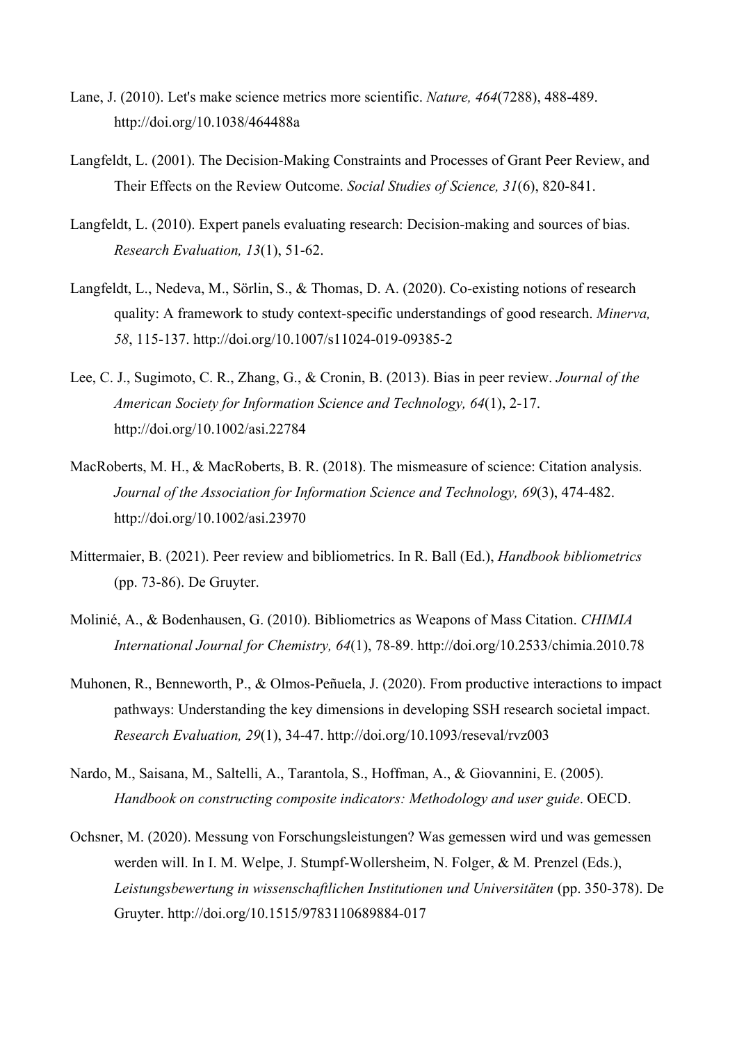Lane, J. (2010). Let's make science metrics more scientific. *Nature, 464*(7288), 488-489. http://doi.org/10.1038/464488a

Langfeldt, L. (2001). The Decision-Making Constraints and Processes of Grant Peer Review, and Their Effects on the Review Outcome. *Social Studies of Science, 31*(6), 820-841.

Langfeldt, L. (2010). Expert panels evaluating research: Decision-making and sources of bias. *Research Evaluation, 13*(1), 51-62.

Langfeldt, L., Nedeva, M., Sörlin, S., & Thomas, D. A. (2020). Co-existing notions of research quality: A framework to study context-specific understandings of good research. *Minerva, 58*, 115-137. http://doi.org/10.1007/s11024-019-09385-2

Lee, C. J., Sugimoto, C. R., Zhang, G., & Cronin, B. (2013). Bias in peer review. *Journal of the American Society for Information Science and Technology, 64*(1), 2-17. http://doi.org/10.1002/asi.22784

MacRoberts, M. H., & MacRoberts, B. R. (2018). The mismeasure of science: Citation analysis. *Journal of the Association for Information Science and Technology, 69*(3), 474-482. http://doi.org/10.1002/asi.23970

Mittermaier, B. (2021). Peer review and bibliometrics. In R. Ball (Ed.), *Handbook bibliometrics* (pp. 73-86). De Gruyter.

Molinié, A., & Bodenhausen, G. (2010). Bibliometrics as Weapons of Mass Citation. *CHIMIA International Journal for Chemistry, 64*(1), 78-89. http://doi.org/10.2533/chimia.2010.78

Muhonen, R., Benneworth, P., & Olmos-Peñuela, J. (2020). From productive interactions to impact pathways: Understanding the key dimensions in developing SSH research societal impact. *Research Evaluation, 29*(1), 34-47. http://doi.org/10.1093/reseval/rvz003

Nardo, M., Saisana, M., Saltelli, A., Tarantola, S., Hoffman, A., & Giovannini, E. (2005). *Handbook on constructing composite indicators: Methodology and user guide*. OECD.

Ochsner, M. (2020). Messung von Forschungsleistungen? Was gemessen wird und was gemessen werden will. In I. M. Welpe, J. Stumpf-Wollersheim, N. Folger, & M. Prenzel (Eds.), *Leistungsbewertung in wissenschaftlichen Institutionen und Universitäten* (pp. 350-378). De Gruyter. http://doi.org/10.1515/9783110689884-017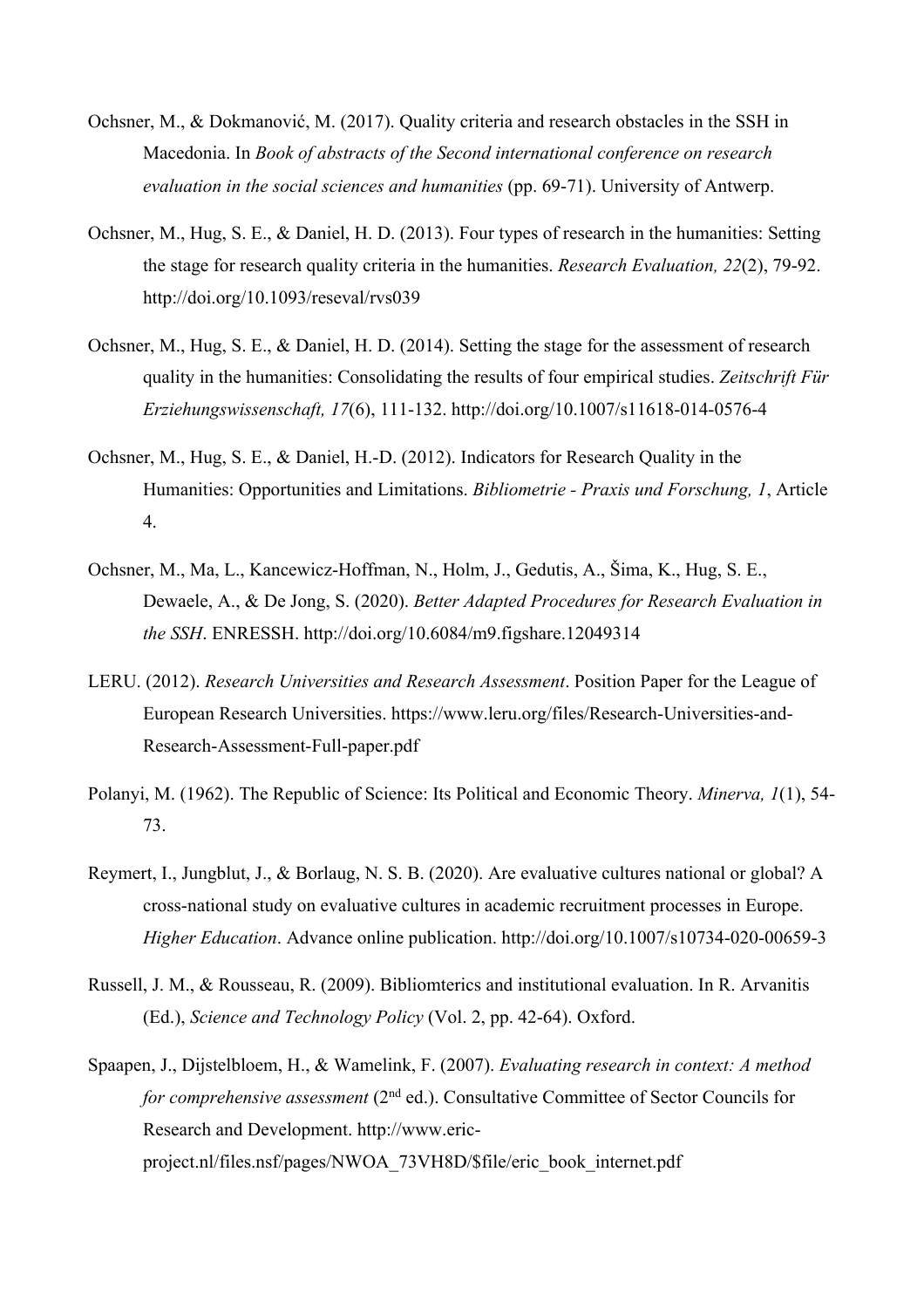Ochsner, M., & Dokmanović, M. (2017). Quality criteria and research obstacles in the SSH in Macedonia. In *Book of abstracts of the Second international conference on research evaluation in the social sciences and humanities* (pp. 69-71). University of Antwerp.

Ochsner, M., Hug, S. E., & Daniel, H. D. (2013). Four types of research in the humanities: Setting the stage for research quality criteria in the humanities. *Research Evaluation, 22*(2), 79-92. http://doi.org/10.1093/reseval/rvs039

Ochsner, M., Hug, S. E., & Daniel, H. D. (2014). Setting the stage for the assessment of research quality in the humanities: Consolidating the results of four empirical studies. *Zeitschrift Für Erziehungswissenschaft, 17*(6), 111-132. http://doi.org/10.1007/s11618-014-0576-4

Ochsner, M., Hug, S. E., & Daniel, H.-D. (2012). Indicators for Research Quality in the Humanities: Opportunities and Limitations. *Bibliometrie - Praxis und Forschung, 1*, Article 4.

Ochsner, M., Ma, L., Kancewicz-Hoffman, N., Holm, J., Gedutis, A., Šima, K., Hug, S. E., Dewaele, A., & De Jong, S. (2020). *Better Adapted Procedures for Research Evaluation in the SSH*. ENRESSH. http://doi.org/10.6084/m9.figshare.12049314

LERU. (2012). *Research Universities and Research Assessment*. Position Paper for the League of European Research Universities. https://www.leru.org/files/Research-Universities-and-Research-Assessment-Full-paper.pdf

Polanyi, M. (1962). The Republic of Science: Its Political and Economic Theory. *Minerva, 1*(1), 54-73.

Reymert, I., Jungblut, J., & Borlaug, N. S. B. (2020). Are evaluative cultures national or global? A cross-national study on evaluative cultures in academic recruitment processes in Europe. *Higher Education*. Advance online publication. http://doi.org/10.1007/s10734-020-00659-3

Russell, J. M., & Rousseau, R. (2009). Bibliomterics and institutional evaluation. In R. Arvanitis (Ed.), *Science and Technology Policy* (Vol. 2, pp. 42-64). Oxford.

Spaapen, J., Dijstelbloem, H., & Wamelink, F. (2007). *Evaluating research in context: A method for comprehensive assessment* (2nd ed.). Consultative Committee of Sector Councils for Research and Development. http://www.eric-project.nl/files.nsf/pages/NWOA_73VH8D/$file/eric_book_internet.pdf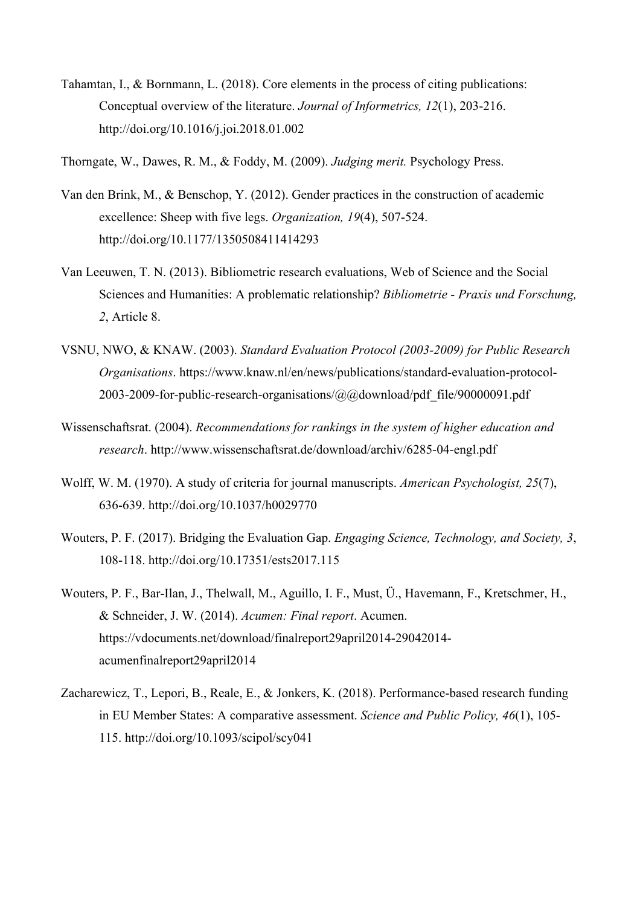Tahamtan, I., & Bornmann, L. (2018). Core elements in the process of citing publications: Conceptual overview of the literature. *Journal of Informetrics, 12*(1), 203-216. http://doi.org/10.1016/j.joi.2018.01.002

Thorngate, W., Dawes, R. M., & Foddy, M. (2009). *Judging merit.* Psychology Press.

Van den Brink, M., & Benschop, Y. (2012). Gender practices in the construction of academic excellence: Sheep with five legs. *Organization, 19*(4), 507-524. http://doi.org/10.1177/1350508411414293

Van Leeuwen, T. N. (2013). Bibliometric research evaluations, Web of Science and the Social Sciences and Humanities: A problematic relationship? *Bibliometrie - Praxis und Forschung, 2*, Article 8.

VSNU, NWO, & KNAW. (2003). *Standard Evaluation Protocol (2003-2009) for Public Research Organisations*. https://www.knaw.nl/en/news/publications/standard-evaluation-protocol-2003-2009-for-public-research-organisations/@@download/pdf_file/90000091.pdf

Wissenschaftsrat. (2004). *Recommendations for rankings in the system of higher education and research*. http://www.wissenschaftsrat.de/download/archiv/6285-04-engl.pdf

Wolff, W. M. (1970). A study of criteria for journal manuscripts. *American Psychologist, 25*(7), 636-639. http://doi.org/10.1037/h0029770

Wouters, P. F. (2017). Bridging the Evaluation Gap. *Engaging Science, Technology, and Society, 3*, 108-118. http://doi.org/10.17351/ests2017.115

Wouters, P. F., Bar-Ilan, J., Thelwall, M., Aguillo, I. F., Must, Ü., Havemann, F., Kretschmer, H., & Schneider, J. W. (2014). *Acumen: Final report*. Acumen. https://vdocuments.net/download/finalreport29april2014-29042014-acumenfinalreport29april2014

Zacharewicz, T., Lepori, B., Reale, E., & Jonkers, K. (2018). Performance-based research funding in EU Member States: A comparative assessment. *Science and Public Policy, 46*(1), 105-115. http://doi.org/10.1093/scipol/scy041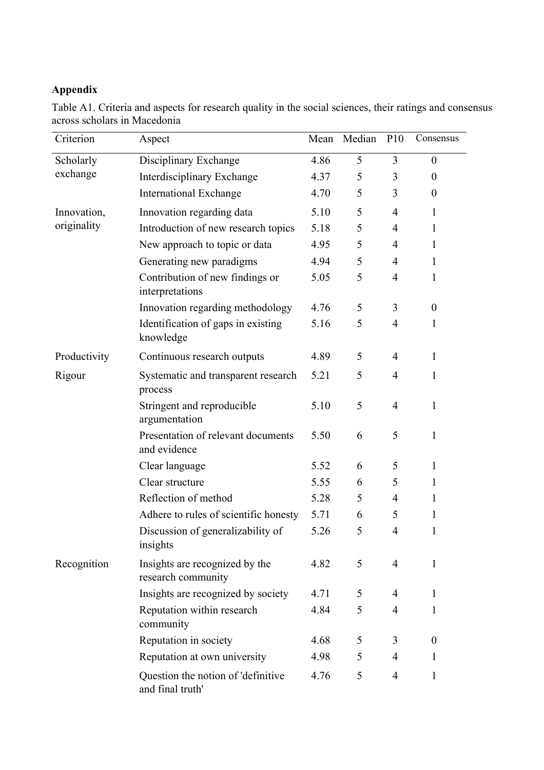**Appendix**

Table A1. Criteria and aspects for research quality in the social sciences, their ratings and consensus across scholars in Macedonia

| Criterion | Aspect | Mean | Median | P10 | Consensus |
|---|---|---|---|---|---|
| Scholarly exchange | Disciplinary Exchange | 4.86 | 5 | 3 | 0 |
| | Interdisciplinary Exchange | 4.37 | 5 | 3 | 0 |
| | International Exchange | 4.70 | 5 | 3 | 0 |
| Innovation, originality | Innovation regarding data | 5.10 | 5 | 4 | 1 |
| | Introduction of new research topics | 5.18 | 5 | 4 | 1 |
| | New approach to topic or data | 4.95 | 5 | 4 | 1 |
| | Generating new paradigms | 4.94 | 5 | 4 | 1 |
| | Contribution of new findings or interpretations | 5.05 | 5 | 4 | 1 |
| | Innovation regarding methodology | 4.76 | 5 | 3 | 0 |
| | Identification of gaps in existing knowledge | 5.16 | 5 | 4 | 1 |
| Productivity | Continuous research outputs | 4.89 | 5 | 4 | 1 |
| Rigour | Systematic and transparent research process | 5.21 | 5 | 4 | 1 |
| | Stringent and reproducible argumentation | 5.10 | 5 | 4 | 1 |
| | Presentation of relevant documents and evidence | 5.50 | 6 | 5 | 1 |
| | Clear language | 5.52 | 6 | 5 | 1 |
| | Clear structure | 5.55 | 6 | 5 | 1 |
| | Reflection of method | 5.28 | 5 | 4 | 1 |
| | Adhere to rules of scientific honesty | 5.71 | 6 | 5 | 1 |
| | Discussion of generalizability of insights | 5.26 | 5 | 4 | 1 |
| Recognition | Insights are recognized by the research community | 4.82 | 5 | 4 | 1 |
| | Insights are recognized by society | 4.71 | 5 | 4 | 1 |
| | Reputation within research community | 4.84 | 5 | 4 | 1 |
| | Reputation in society | 4.68 | 5 | 3 | 0 |
| | Reputation at own university | 4.98 | 5 | 4 | 1 |
| | Question the notion of 'definitive and final truth' | 4.76 | 5 | 4 | 1 |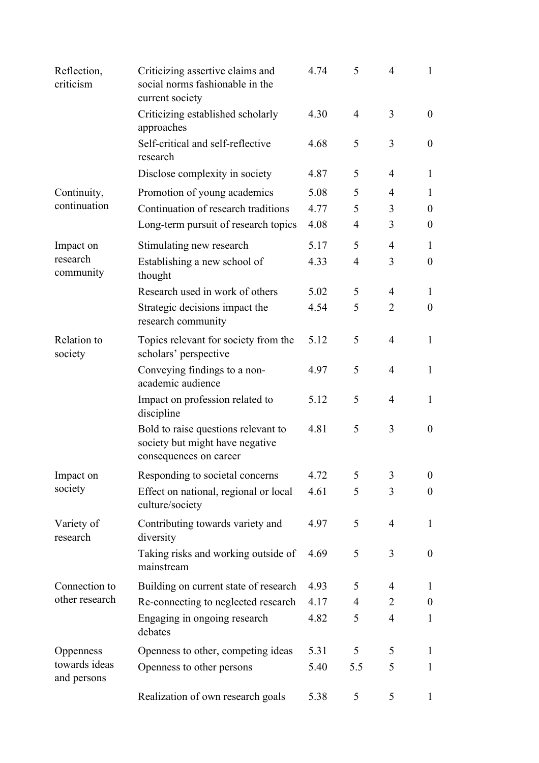| | | | | | |
|---|---|---|---|---|---|
| Reflection, criticism | Criticizing assertive claims and social norms fashionable in the current society | 4.74 | 5 | 4 | 1 |
| | Criticizing established scholarly approaches | 4.30 | 4 | 3 | 0 |
| | Self-critical and self-reflective research | 4.68 | 5 | 3 | 0 |
| | Disclose complexity in society | 4.87 | 5 | 4 | 1 |
| Continuity, continuation | Promotion of young academics | 5.08 | 5 | 4 | 1 |
| | Continuation of research traditions | 4.77 | 5 | 3 | 0 |
| | Long-term pursuit of research topics | 4.08 | 4 | 3 | 0 |
| Impact on research community | Stimulating new research | 5.17 | 5 | 4 | 1 |
| | Establishing a new school of thought | 4.33 | 4 | 3 | 0 |
| | Research used in work of others | 5.02 | 5 | 4 | 1 |
| | Strategic decisions impact the research community | 4.54 | 5 | 2 | 0 |
| Relation to society | Topics relevant for society from the scholars' perspective | 5.12 | 5 | 4 | 1 |
| | Conveying findings to a non-academic audience | 4.97 | 5 | 4 | 1 |
| | Impact on profession related to discipline | 5.12 | 5 | 4 | 1 |
| | Bold to raise questions relevant to society but might have negative consequences on career | 4.81 | 5 | 3 | 0 |
| Impact on society | Responding to societal concerns | 4.72 | 5 | 3 | 0 |
| | Effect on national, regional or local culture/society | 4.61 | 5 | 3 | 0 |
| Variety of research | Contributing towards variety and diversity | 4.97 | 5 | 4 | 1 |
| | Taking risks and working outside of mainstream | 4.69 | 5 | 3 | 0 |
| Connection to other research | Building on current state of research | 4.93 | 5 | 4 | 1 |
| | Re-connecting to neglected research | 4.17 | 4 | 2 | 0 |
| | Engaging in ongoing research debates | 4.82 | 5 | 4 | 1 |
| Oppenness towards ideas and persons | Openness to other, competing ideas | 5.31 | 5 | 5 | 1 |
| | Openness to other persons | 5.40 | 5.5 | 5 | 1 |
| | Realization of own research goals | 5.38 | 5 | 5 | 1 |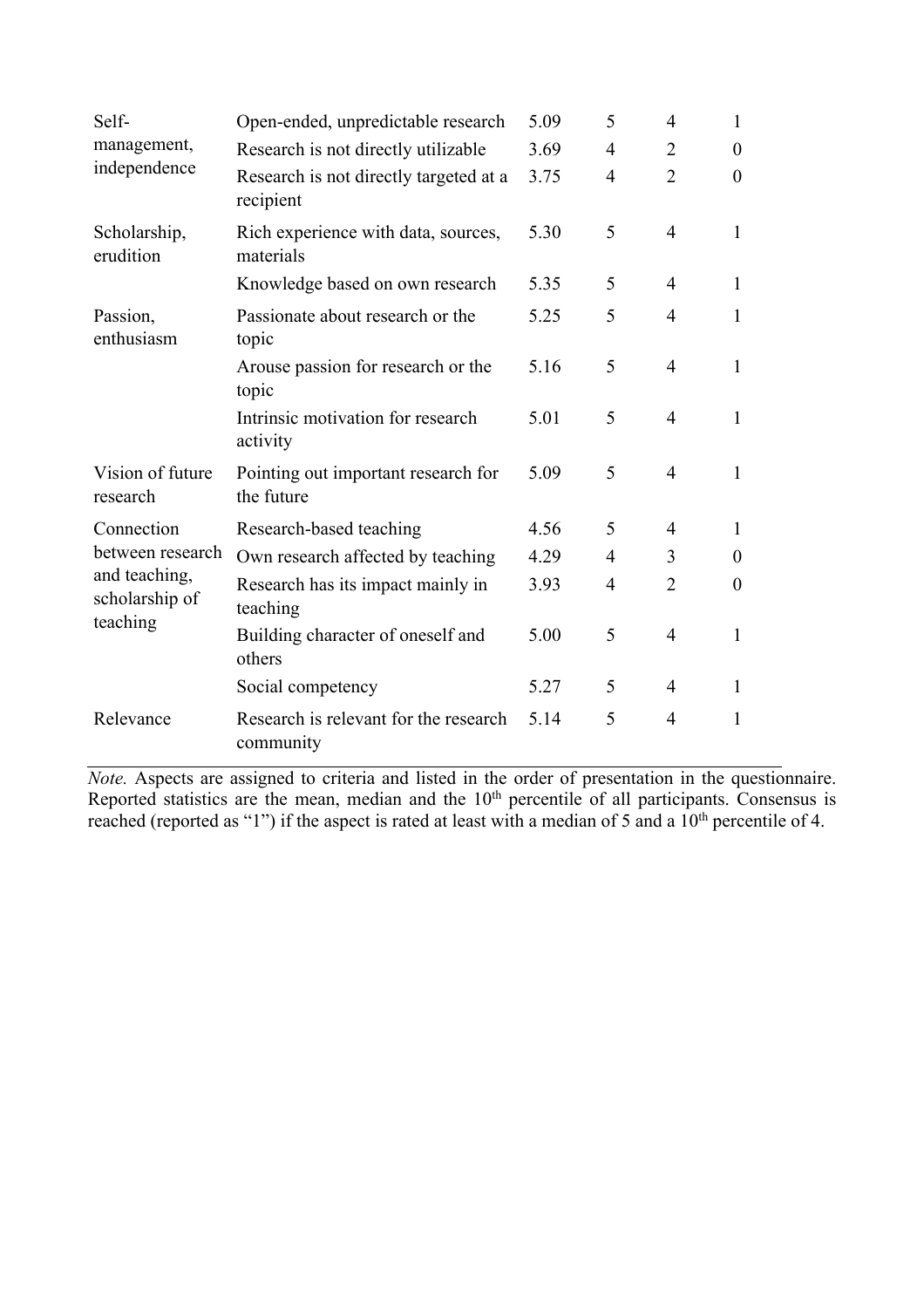| | | | | | |
|---|---|---|---|---|---|
| Self-management, independence | Open-ended, unpredictable research | 5.09 | 5 | 4 | 1 |
| | Research is not directly utilizable | 3.69 | 4 | 2 | 0 |
| | Research is not directly targeted at a recipient | 3.75 | 4 | 2 | 0 |
| Scholarship, erudition | Rich experience with data, sources, materials | 5.30 | 5 | 4 | 1 |
| | Knowledge based on own research | 5.35 | 5 | 4 | 1 |
| Passion, enthusiasm | Passionate about research or the topic | 5.25 | 5 | 4 | 1 |
| | Arouse passion for research or the topic | 5.16 | 5 | 4 | 1 |
| | Intrinsic motivation for research activity | 5.01 | 5 | 4 | 1 |
| Vision of future research | Pointing out important research for the future | 5.09 | 5 | 4 | 1 |
| Connection between research and teaching, scholarship of teaching | Research-based teaching | 4.56 | 5 | 4 | 1 |
| | Own research affected by teaching | 4.29 | 4 | 3 | 0 |
| | Research has its impact mainly in teaching | 3.93 | 4 | 2 | 0 |
| | Building character of oneself and others | 5.00 | 5 | 4 | 1 |
| | Social competency | 5.27 | 5 | 4 | 1 |
| Relevance | Research is relevant for the research community | 5.14 | 5 | 4 | 1 |

*Note.* Aspects are assigned to criteria and listed in the order of presentation in the questionnaire. Reported statistics are the mean, median and the 10th percentile of all participants. Consensus is reached (reported as "1") if the aspect is rated at least with a median of 5 and a 10th percentile of 4.